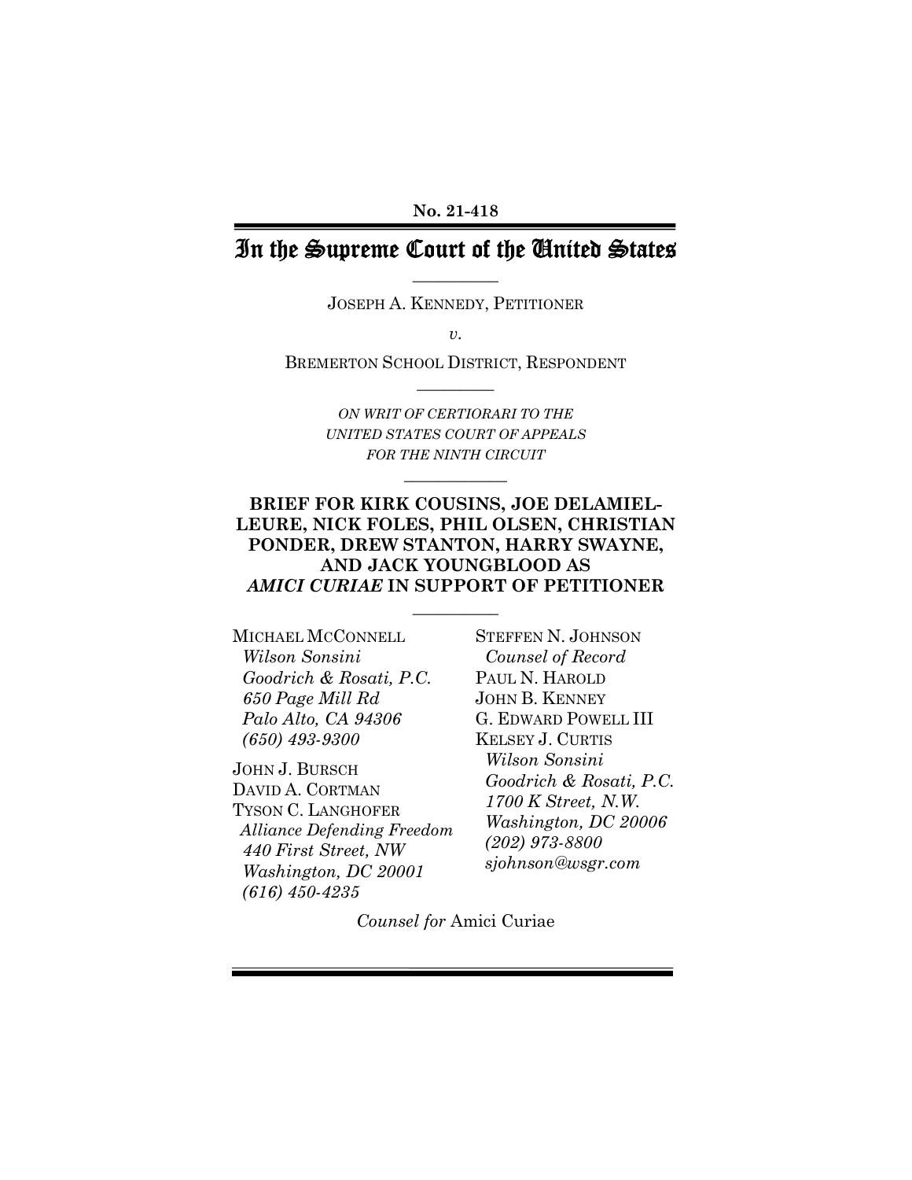**No. 21-418**

# In the Supreme Court of the United States

JOSEPH A. KENNEDY, PETITIONER

*v.*

BREMERTON SCHOOL DISTRICT, RESPONDENT

*ON WRIT OF CERTIORARI TO THE UNITED STATES COURT OF APPEALS FOR THE NINTH CIRCUIT*

## BRIEF FOR KIRK COUSINS, JOE DELAMIELLEURE, NICK FOLES, PHIL OLSEN, CHRISTIAN PONDER, DREW STANTON, HARRY SWAYNE, AND JACK YOUNGBLOOD AS *AMICI CURIAE* IN SUPPORT OF PETITIONER

MICHAEL MCCONNELL
*Wilson Sonsini Goodrich & Rosati, P.C.*
*650 Page Mill Rd*
*Palo Alto, CA 94306*
*(650) 493-9300*

JOHN J. BURSCH
DAVID A. CORTMAN
TYSON C. LANGHOFER
*Alliance Defending Freedom*
*440 First Street, NW*
*Washington, DC 20001*
*(616) 450-4235*

STEFFEN N. JOHNSON
*Counsel of Record*
PAUL N. HAROLD
JOHN B. KENNEY
G. EDWARD POWELL III
KELSEY J. CURTIS
*Wilson Sonsini Goodrich & Rosati, P.C.*
*1700 K Street, N.W.*
*Washington, DC 20006*
*(202) 973-8800*
*sjohnson@wsgr.com*

*Counsel for* Amici Curiae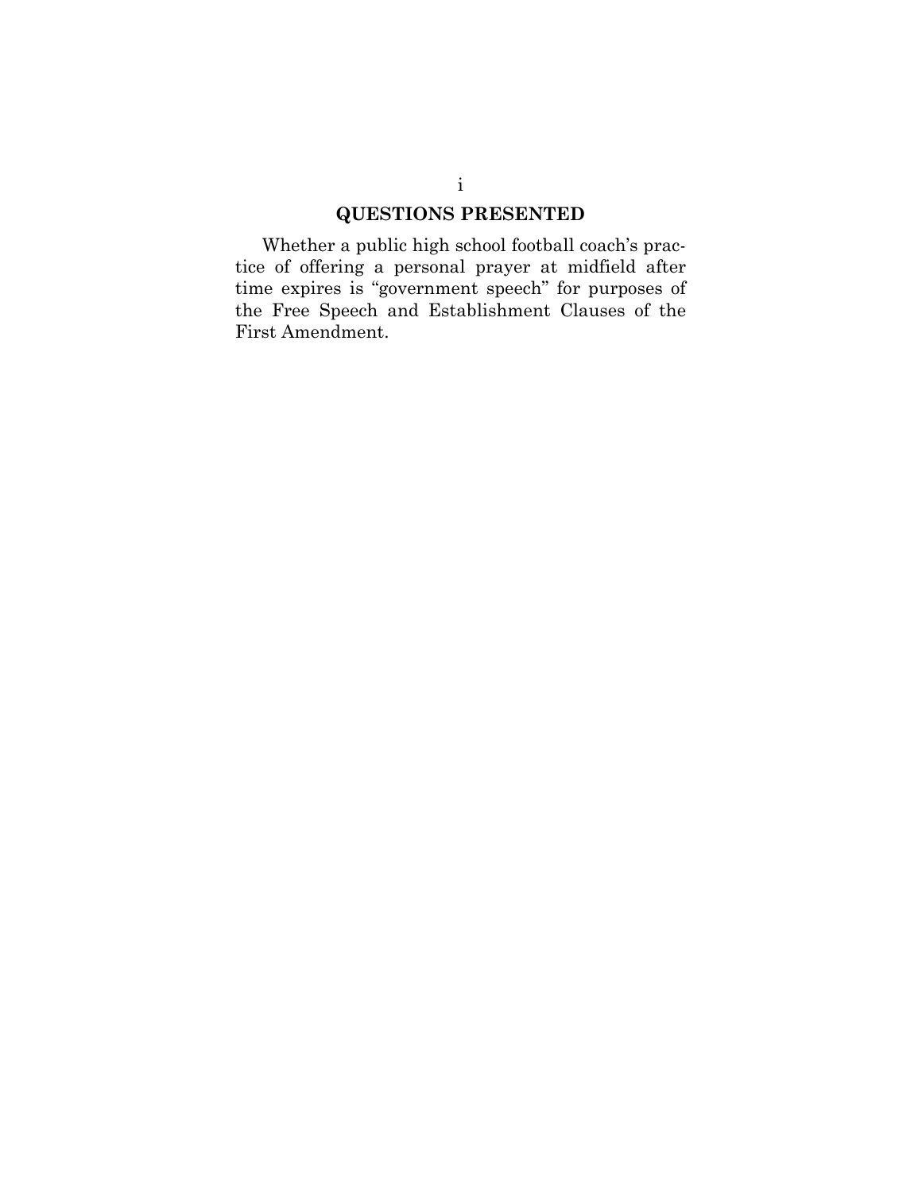## QUESTIONS PRESENTED

Whether a public high school football coach's practice of offering a personal prayer at midfield after time expires is "government speech" for purposes of the Free Speech and Establishment Clauses of the First Amendment.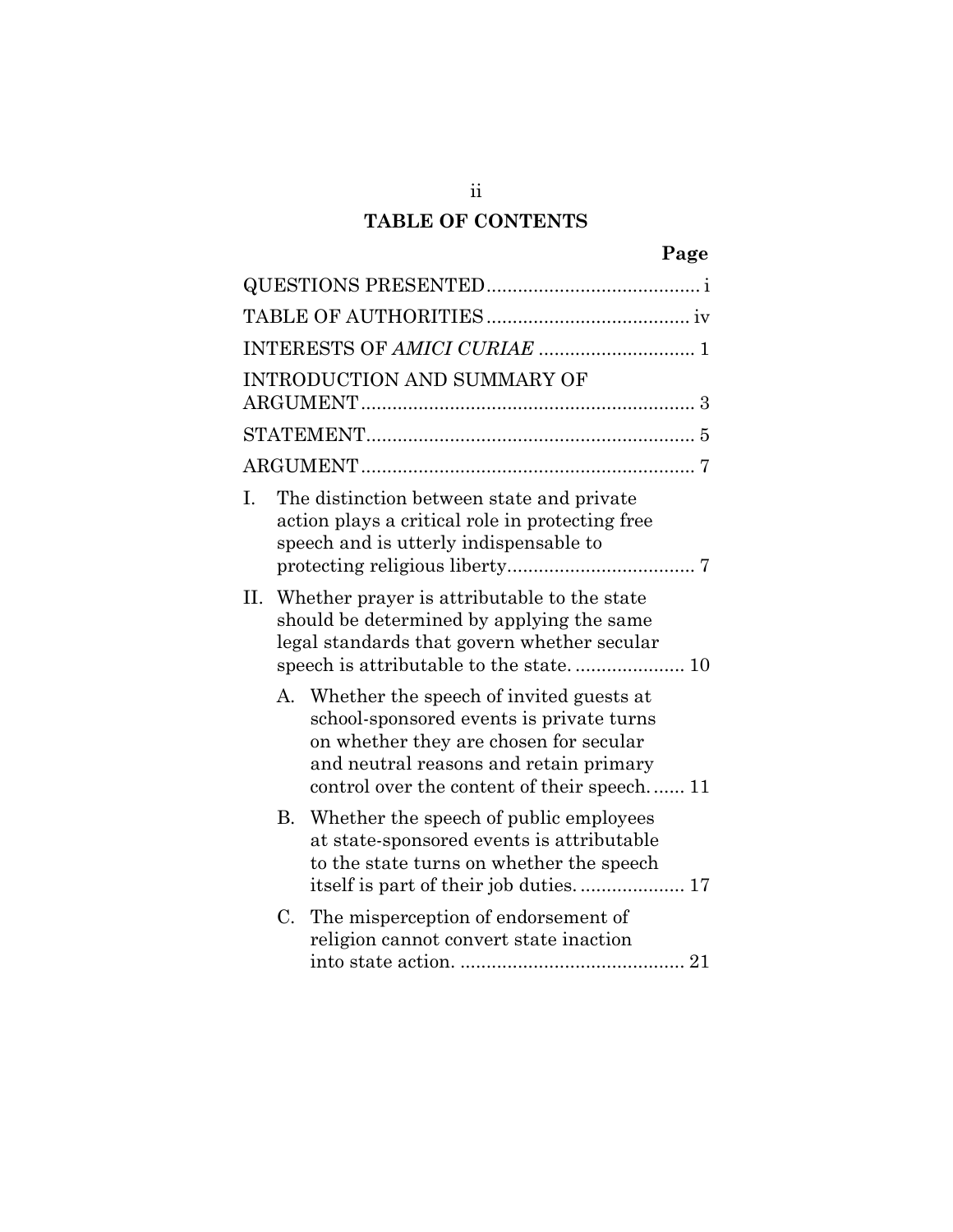## TABLE OF CONTENTS

| | Page |
|---|---|
| QUESTIONS PRESENTED | i |
| TABLE OF AUTHORITIES | iv |
| INTERESTS OF *AMICI CURIAE* | 1 |
| INTRODUCTION AND SUMMARY OF ARGUMENT | 3 |
| STATEMENT | 5 |
| ARGUMENT | 7 |
| I. The distinction between state and private action plays a critical role in protecting free speech and is utterly indispensable to protecting religious liberty | 7 |
| II. Whether prayer is attributable to the state should be determined by applying the same legal standards that govern whether secular speech is attributable to the state. | 10 |
| A. Whether the speech of invited guests at school-sponsored events is private turns on whether they are chosen for secular and neutral reasons and retain primary control over the content of their speech. | 11 |
| B. Whether the speech of public employees at state-sponsored events is attributable to the state turns on whether the speech itself is part of their job duties. | 17 |
| C. The misperception of endorsement of religion cannot convert state inaction into state action. | 21 |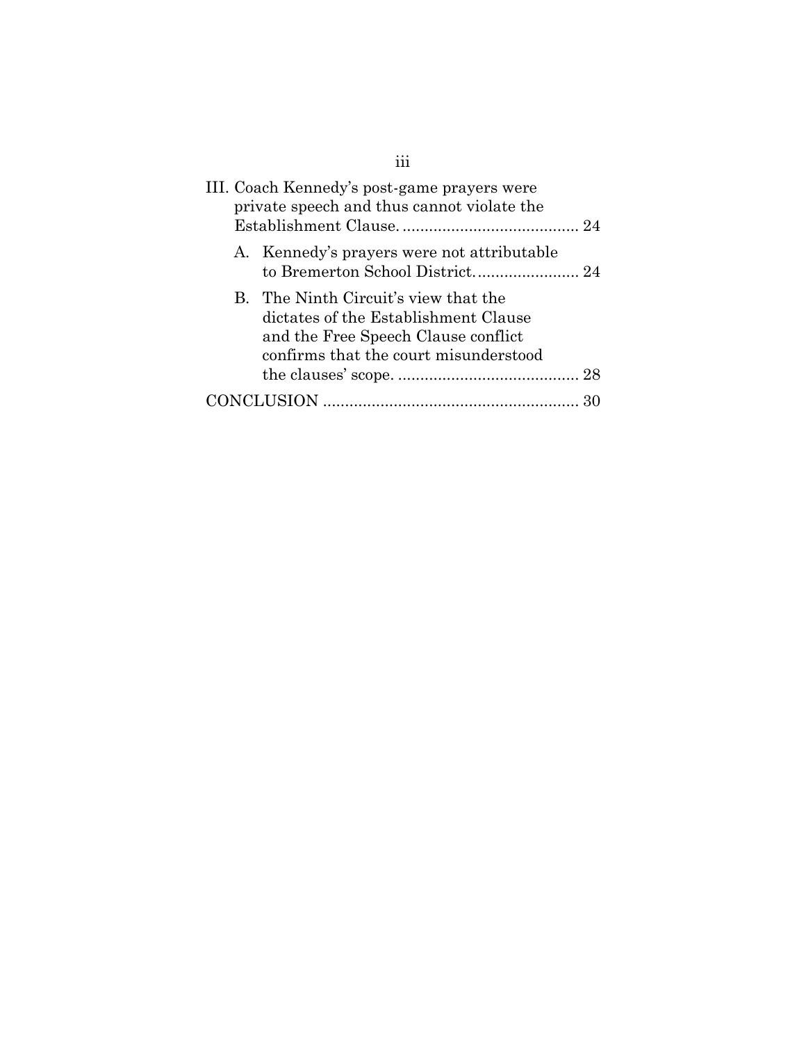III. Coach Kennedy's post-game prayers were private speech and thus cannot violate the Establishment Clause. ........................................ 24

A. Kennedy's prayers were not attributable to Bremerton School District. ....................... 24

B. The Ninth Circuit's view that the dictates of the Establishment Clause and the Free Speech Clause conflict confirms that the court misunderstood the clauses' scope. ......................................... 28

CONCLUSION .......................................................... 30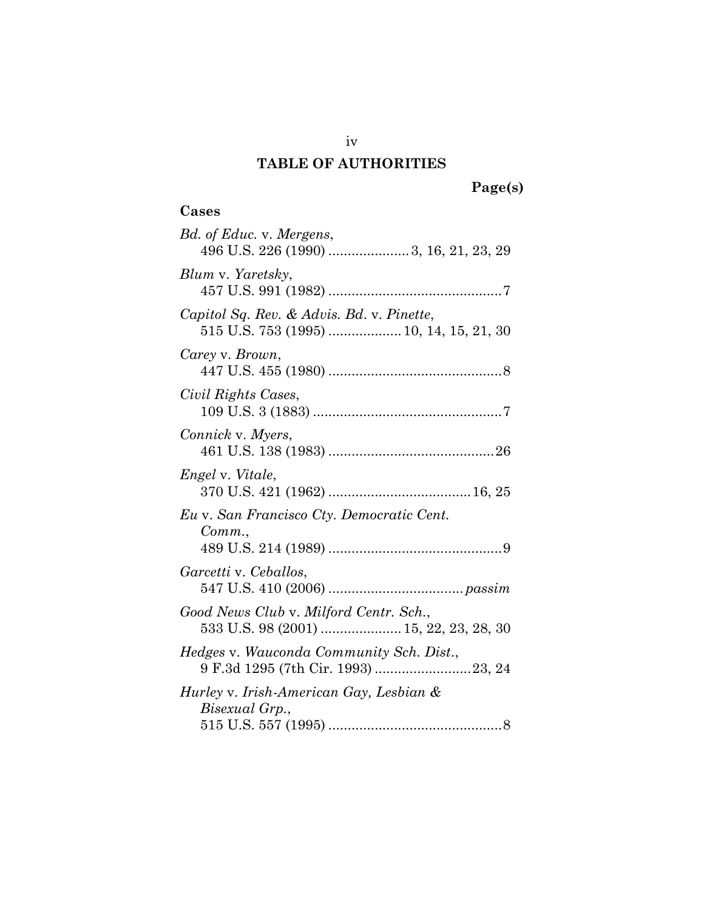# TABLE OF AUTHORITIES

**Page(s)**

## Cases

*Bd. of Educ.* v. *Mergens*,
496 U.S. 226 (1990) .................... 3, 16, 21, 23, 29

*Blum* v. *Yaretsky*,
457 U.S. 991 (1982) ............................................ 7

*Capitol Sq. Rev. & Advis. Bd*. v. *Pinette*,
515 U.S. 753 (1995) .................. 10, 14, 15, 21, 30

*Carey* v. *Brown*,
447 U.S. 455 (1980) ............................................ 8

*Civil Rights Cases*,
109 U.S. 3 (1883) ................................................ 7

*Connick* v. *Myers*,
461 U.S. 138 (1983) .......................................... 26

*Engel* v. *Vitale*,
370 U.S. 421 (1962) .................................... 16, 25

*Eu* v. *San Francisco Cty. Democratic Cent. Comm.*,
489 U.S. 214 (1989) ............................................ 9

*Garcetti* v. *Ceballos*,
547 U.S. 410 (2006) .................................. *passim*

*Good News Club* v. *Milford Centr. Sch.*,
533 U.S. 98 (2001) .................... 15, 22, 23, 28, 30

*Hedges* v. *Wauconda Community Sch. Dist.*,
9 F.3d 1295 (7th Cir. 1993) ......................... 23, 24

*Hurley* v. *Irish-American Gay, Lesbian & Bisexual Grp.*,
515 U.S. 557 (1995) ............................................ 8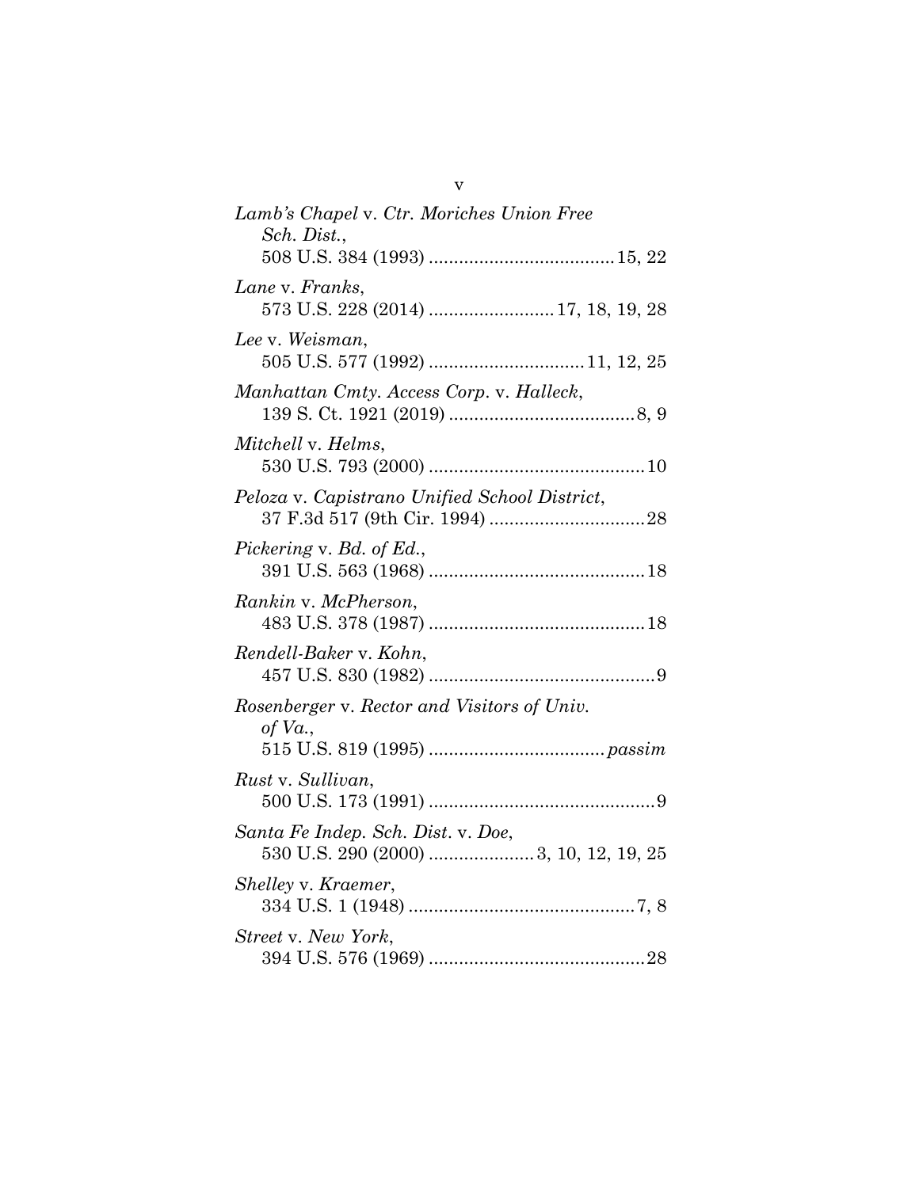*Lamb's Chapel* v. *Ctr. Moriches Union Free Sch. Dist.*,
508 U.S. 384 (1993) .................................... 15, 22

*Lane* v. *Franks*,
573 U.S. 228 (2014) ........................ 17, 18, 19, 28

*Lee* v. *Weisman*,
505 U.S. 577 (1992) .............................. 11, 12, 25

*Manhattan Cmty. Access Corp.* v. *Halleck*,
139 S. Ct. 1921 (2019) .................................... 8, 9

*Mitchell* v. *Helms*,
530 U.S. 793 (2000) .......................................... 10

*Peloza* v. *Capistrano Unified School District*,
37 F.3d 517 (9th Cir. 1994) .............................. 28

*Pickering* v. *Bd. of Ed.*,
391 U.S. 563 (1968) .......................................... 18

*Rankin* v. *McPherson*,
483 U.S. 378 (1987) .......................................... 18

*Rendell-Baker* v. *Kohn*,
457 U.S. 830 (1982) ............................................ 9

*Rosenberger* v. *Rector and Visitors of Univ. of Va.*,
515 U.S. 819 (1995) .................................. *passim*

*Rust* v. *Sullivan*,
500 U.S. 173 (1991) ............................................ 9

*Santa Fe Indep. Sch. Dist.* v. *Doe*,
530 U.S. 290 (2000) .................... 3, 10, 12, 19, 25

*Shelley* v. *Kraemer*,
334 U.S. 1 (1948) ............................................ 7, 8

*Street* v. *New York*,
394 U.S. 576 (1969) .......................................... 28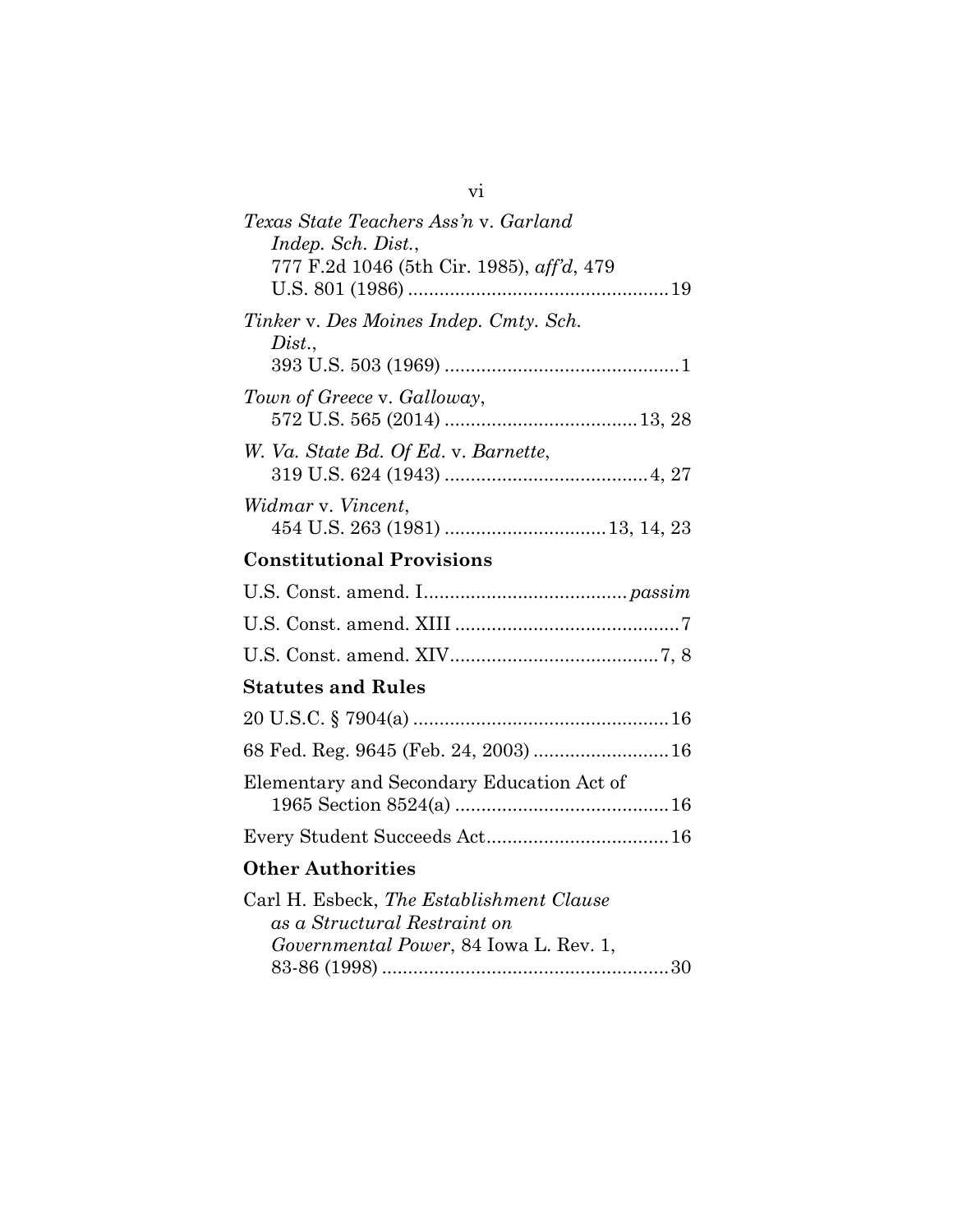*Texas State Teachers Ass'n* v. *Garland Indep. Sch. Dist.*, 777 F.2d 1046 (5th Cir. 1985), *aff'd*, 479 U.S. 801 (1986) .................................................. 19

*Tinker* v. *Des Moines Indep. Cmty. Sch. Dist.*, 393 U.S. 503 (1969) ............................................. 1

*Town of Greece* v. *Galloway*, 572 U.S. 565 (2014) ..................................... 13, 28

*W. Va. State Bd. Of Ed*. v. *Barnette*, 319 U.S. 624 (1943) ....................................... 4, 27

*Widmar* v. *Vincent*, 454 U.S. 263 (1981) ............................... 13, 14, 23

## Constitutional Provisions

U.S. Const. amend. I....................................... *passim*

U.S. Const. amend. XIII ........................................... 7

U.S. Const. amend. XIV........................................ 7, 8

## Statutes and Rules

20 U.S.C. § 7904(a) ................................................. 16

68 Fed. Reg. 9645 (Feb. 24, 2003) .......................... 16

Elementary and Secondary Education Act of 1965 Section 8524(a) ......................................... 16

Every Student Succeeds Act................................... 16

## Other Authorities

Carl H. Esbeck, *The Establishment Clause as a Structural Restraint on Governmental Power*, 84 Iowa L. Rev. 1, 83-86 (1998) ....................................................... 30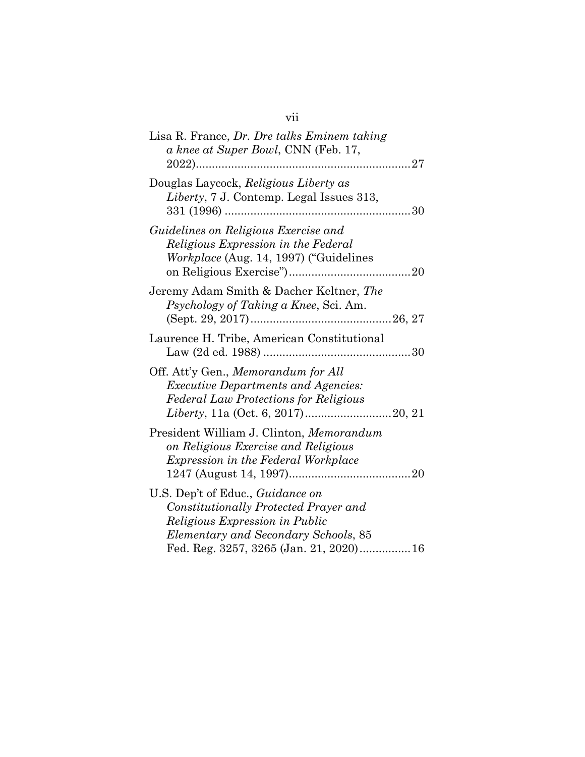Lisa R. France, *Dr. Dre talks Eminem taking a knee at Super Bowl*, CNN (Feb. 17, 2022)....................................................................27

Douglas Laycock, *Religious Liberty as Liberty*, 7 J. Contemp. Legal Issues 313, 331 (1996) ..........................................................30

*Guidelines on Religious Exercise and Religious Expression in the Federal Workplace* (Aug. 14, 1997) ("Guidelines on Religious Exercise")......................................20

Jeremy Adam Smith & Dacher Keltner, *The Psychology of Taking a Knee*, Sci. Am. (Sept. 29, 2017)............................................26, 27

Laurence H. Tribe, American Constitutional Law (2d ed. 1988) ..............................................30

Off. Att'y Gen., *Memorandum for All Executive Departments and Agencies: Federal Law Protections for Religious Liberty*, 11a (Oct. 6, 2017)...........................20, 21

President William J. Clinton, *Memorandum on Religious Exercise and Religious Expression in the Federal Workplace* 1247 (August 14, 1997)......................................20

U.S. Dep't of Educ., *Guidance on Constitutionally Protected Prayer and Religious Expression in Public Elementary and Secondary Schools*, 85 Fed. Reg. 3257, 3265 (Jan. 21, 2020)................16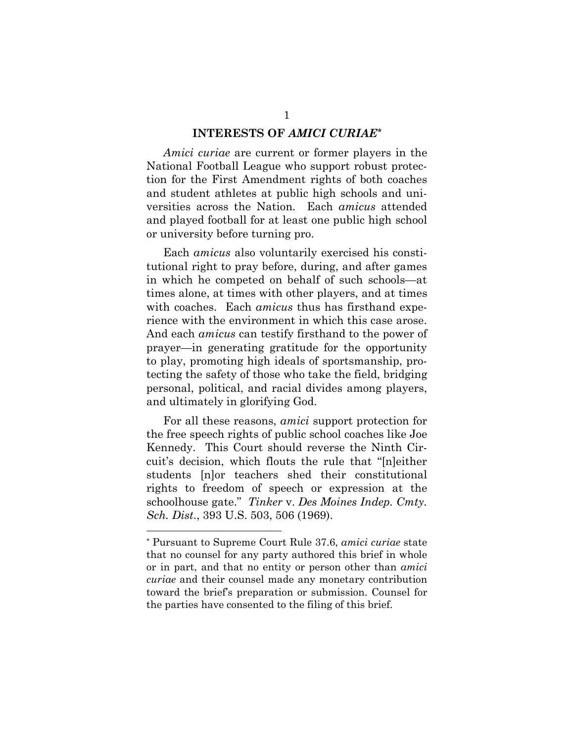## INTERESTS OF *AMICI CURIAE*[*]

*Amici curiae* are current or former players in the National Football League who support robust protection for the First Amendment rights of both coaches and student athletes at public high schools and universities across the Nation. Each *amicus* attended and played football for at least one public high school or university before turning pro.

Each *amicus* also voluntarily exercised his constitutional right to pray before, during, and after games in which he competed on behalf of such schools—at times alone, at times with other players, and at times with coaches. Each *amicus* thus has firsthand experience with the environment in which this case arose. And each *amicus* can testify firsthand to the power of prayer—in generating gratitude for the opportunity to play, promoting high ideals of sportsmanship, protecting the safety of those who take the field, bridging personal, political, and racial divides among players, and ultimately in glorifying God.

For all these reasons, *amici* support protection for the free speech rights of public school coaches like Joe Kennedy. This Court should reverse the Ninth Circuit's decision, which flouts the rule that "[n]either students [n]or teachers shed their constitutional rights to freedom of speech or expression at the schoolhouse gate." *Tinker* v. *Des Moines Indep. Cmty. Sch. Dist*., 393 U.S. 503, 506 (1969).

---

[*] Pursuant to Supreme Court Rule 37.6, *amici curiae* state that no counsel for any party authored this brief in whole or in part, and that no entity or person other than *amici curiae* and their counsel made any monetary contribution toward the brief's preparation or submission. Counsel for the parties have consented to the filing of this brief.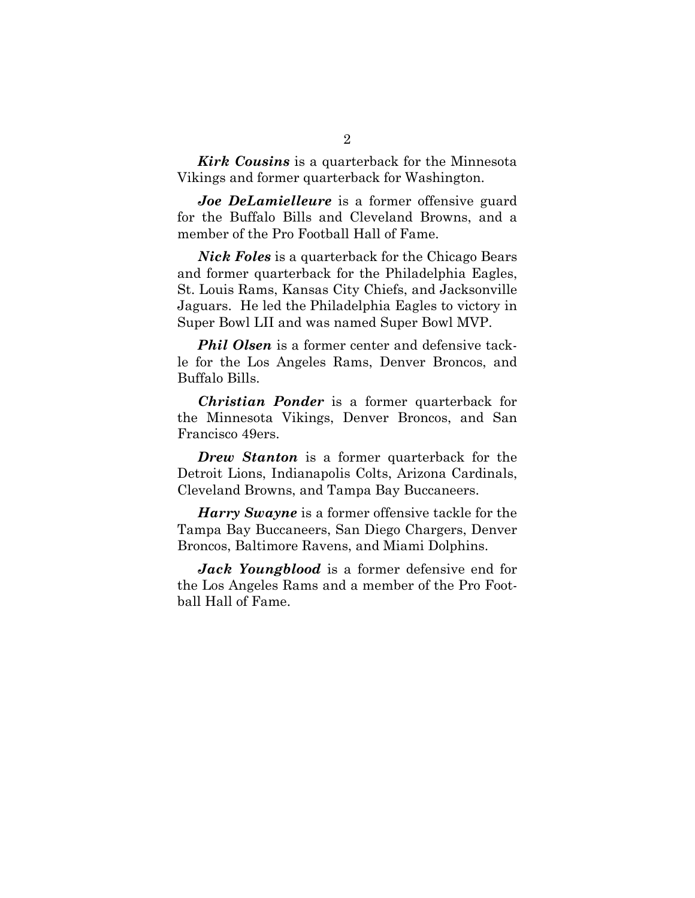***Kirk Cousins*** is a quarterback for the Minnesota Vikings and former quarterback for Washington.

***Joe DeLamielleure*** is a former offensive guard for the Buffalo Bills and Cleveland Browns, and a member of the Pro Football Hall of Fame.

***Nick Foles*** is a quarterback for the Chicago Bears and former quarterback for the Philadelphia Eagles, St. Louis Rams, Kansas City Chiefs, and Jacksonville Jaguars. He led the Philadelphia Eagles to victory in Super Bowl LII and was named Super Bowl MVP.

***Phil Olsen*** is a former center and defensive tackle for the Los Angeles Rams, Denver Broncos, and Buffalo Bills.

***Christian Ponder*** is a former quarterback for the Minnesota Vikings, Denver Broncos, and San Francisco 49ers.

***Drew Stanton*** is a former quarterback for the Detroit Lions, Indianapolis Colts, Arizona Cardinals, Cleveland Browns, and Tampa Bay Buccaneers.

***Harry Swayne*** is a former offensive tackle for the Tampa Bay Buccaneers, San Diego Chargers, Denver Broncos, Baltimore Ravens, and Miami Dolphins.

***Jack Youngblood*** is a former defensive end for the Los Angeles Rams and a member of the Pro Football Hall of Fame.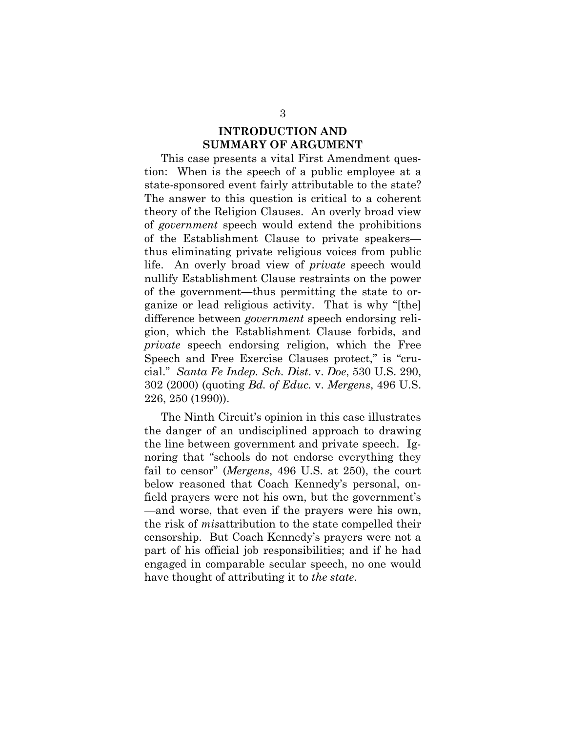## INTRODUCTION AND SUMMARY OF ARGUMENT

This case presents a vital First Amendment question: When is the speech of a public employee at a state-sponsored event fairly attributable to the state? The answer to this question is critical to a coherent theory of the Religion Clauses. An overly broad view of *government* speech would extend the prohibitions of the Establishment Clause to private speakers—thus eliminating private religious voices from public life. An overly broad view of *private* speech would nullify Establishment Clause restraints on the power of the government—thus permitting the state to organize or lead religious activity. That is why "[the] difference between *government* speech endorsing religion, which the Establishment Clause forbids, and *private* speech endorsing religion, which the Free Speech and Free Exercise Clauses protect," is "crucial." *Santa Fe Indep. Sch. Dist.* v. *Doe*, 530 U.S. 290, 302 (2000) (quoting *Bd. of Educ.* v. *Mergens*, 496 U.S. 226, 250 (1990)).

The Ninth Circuit's opinion in this case illustrates the danger of an undisciplined approach to drawing the line between government and private speech. Ignoring that "schools do not endorse everything they fail to censor" (*Mergens*, 496 U.S. at 250), the court below reasoned that Coach Kennedy's personal, on-field prayers were not his own, but the government's—and worse, that even if the prayers were his own, the risk of *mis*attribution to the state compelled their censorship. But Coach Kennedy's prayers were not a part of his official job responsibilities; and if he had engaged in comparable secular speech, no one would have thought of attributing it to *the state*.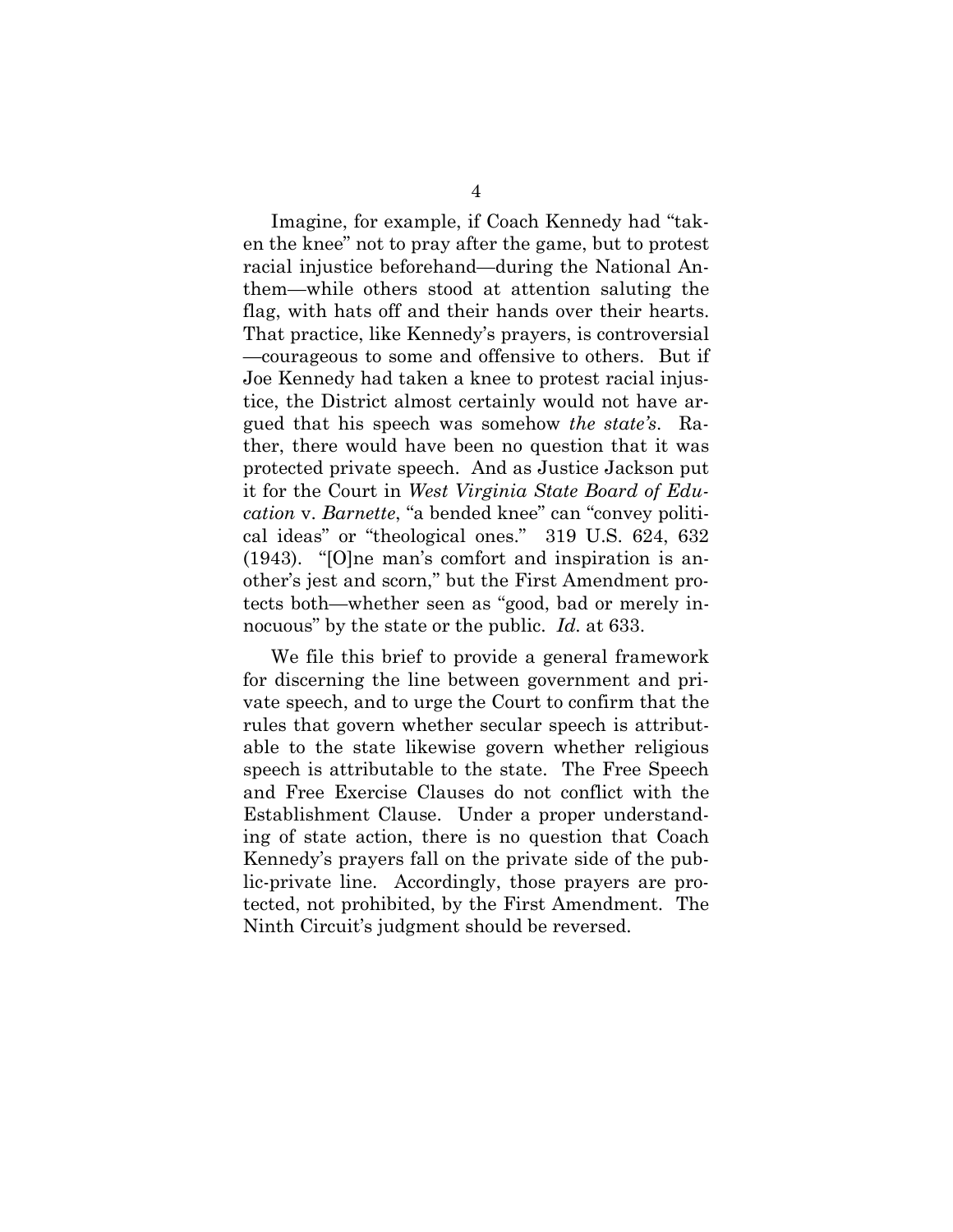Imagine, for example, if Coach Kennedy had "taken the knee" not to pray after the game, but to protest racial injustice beforehand—during the National Anthem—while others stood at attention saluting the flag, with hats off and their hands over their hearts. That practice, like Kennedy's prayers, is controversial—courageous to some and offensive to others. But if Joe Kennedy had taken a knee to protest racial injustice, the District almost certainly would not have argued that his speech was somehow *the state's*. Rather, there would have been no question that it was protected private speech. And as Justice Jackson put it for the Court in *West Virginia State Board of Education* v. *Barnette*, "a bended knee" can "convey political ideas" or "theological ones." 319 U.S. 624, 632 (1943). "[O]ne man's comfort and inspiration is another's jest and scorn," but the First Amendment protects both—whether seen as "good, bad or merely innocuous" by the state or the public. *Id.* at 633.

We file this brief to provide a general framework for discerning the line between government and private speech, and to urge the Court to confirm that the rules that govern whether secular speech is attributable to the state likewise govern whether religious speech is attributable to the state. The Free Speech and Free Exercise Clauses do not conflict with the Establishment Clause. Under a proper understanding of state action, there is no question that Coach Kennedy's prayers fall on the private side of the public-private line. Accordingly, those prayers are protected, not prohibited, by the First Amendment. The Ninth Circuit's judgment should be reversed.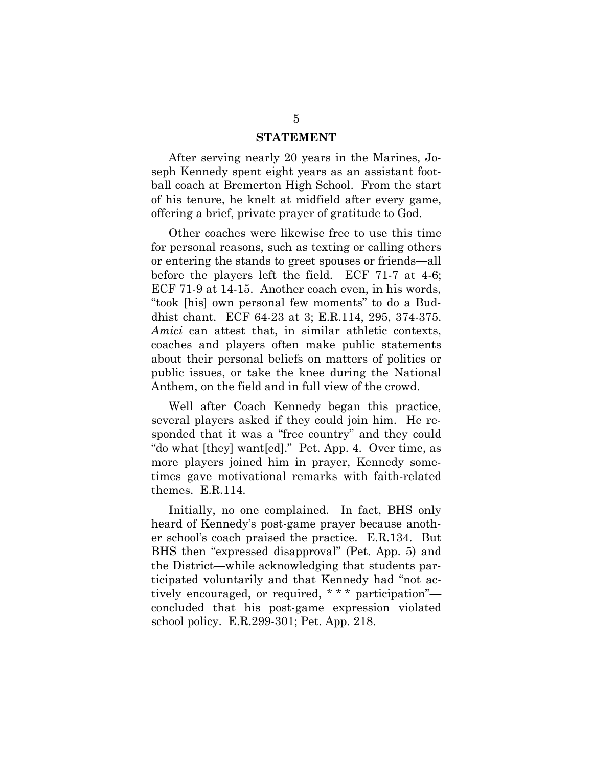## STATEMENT

After serving nearly 20 years in the Marines, Joseph Kennedy spent eight years as an assistant football coach at Bremerton High School. From the start of his tenure, he knelt at midfield after every game, offering a brief, private prayer of gratitude to God.

Other coaches were likewise free to use this time for personal reasons, such as texting or calling others or entering the stands to greet spouses or friends—all before the players left the field. ECF 71-7 at 4-6; ECF 71-9 at 14-15. Another coach even, in his words, "took [his] own personal few moments" to do a Buddhist chant. ECF 64-23 at 3; E.R.114, 295, 374-375. *Amici* can attest that, in similar athletic contexts, coaches and players often make public statements about their personal beliefs on matters of politics or public issues, or take the knee during the National Anthem, on the field and in full view of the crowd.

Well after Coach Kennedy began this practice, several players asked if they could join him. He responded that it was a "free country" and they could "do what [they] want[ed]." Pet. App. 4. Over time, as more players joined him in prayer, Kennedy sometimes gave motivational remarks with faith-related themes. E.R.114.

Initially, no one complained. In fact, BHS only heard of Kennedy's post-game prayer because another school's coach praised the practice. E.R.134. But BHS then "expressed disapproval" (Pet. App. 5) and the District—while acknowledging that students participated voluntarily and that Kennedy had "not actively encouraged, or required, * * * participation"—concluded that his post-game expression violated school policy. E.R.299-301; Pet. App. 218.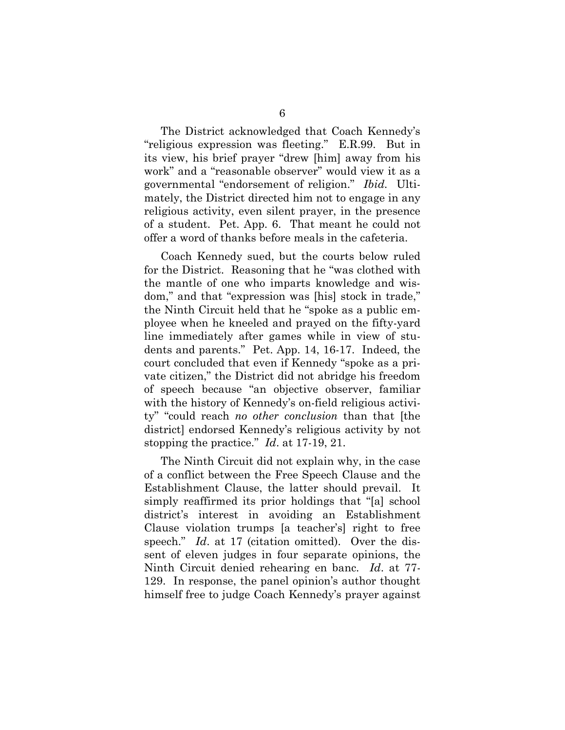The District acknowledged that Coach Kennedy's "religious expression was fleeting." E.R.99. But in its view, his brief prayer "drew [him] away from his work" and a "reasonable observer" would view it as a governmental "endorsement of religion." *Ibid.* Ultimately, the District directed him not to engage in any religious activity, even silent prayer, in the presence of a student. Pet. App. 6. That meant he could not offer a word of thanks before meals in the cafeteria.

Coach Kennedy sued, but the courts below ruled for the District. Reasoning that he "was clothed with the mantle of one who imparts knowledge and wisdom," and that "expression was [his] stock in trade," the Ninth Circuit held that he "spoke as a public employee when he kneeled and prayed on the fifty-yard line immediately after games while in view of students and parents." Pet. App. 14, 16-17. Indeed, the court concluded that even if Kennedy "spoke as a private citizen," the District did not abridge his freedom of speech because "an objective observer, familiar with the history of Kennedy's on-field religious activity" "could reach *no other conclusion* than that [the district] endorsed Kennedy's religious activity by not stopping the practice." *Id*. at 17-19, 21.

The Ninth Circuit did not explain why, in the case of a conflict between the Free Speech Clause and the Establishment Clause, the latter should prevail. It simply reaffirmed its prior holdings that "[a] school district's interest in avoiding an Establishment Clause violation trumps [a teacher's] right to free speech." *Id*. at 17 (citation omitted). Over the dissent of eleven judges in four separate opinions, the Ninth Circuit denied rehearing en banc. *Id*. at 77-129. In response, the panel opinion's author thought himself free to judge Coach Kennedy's prayer against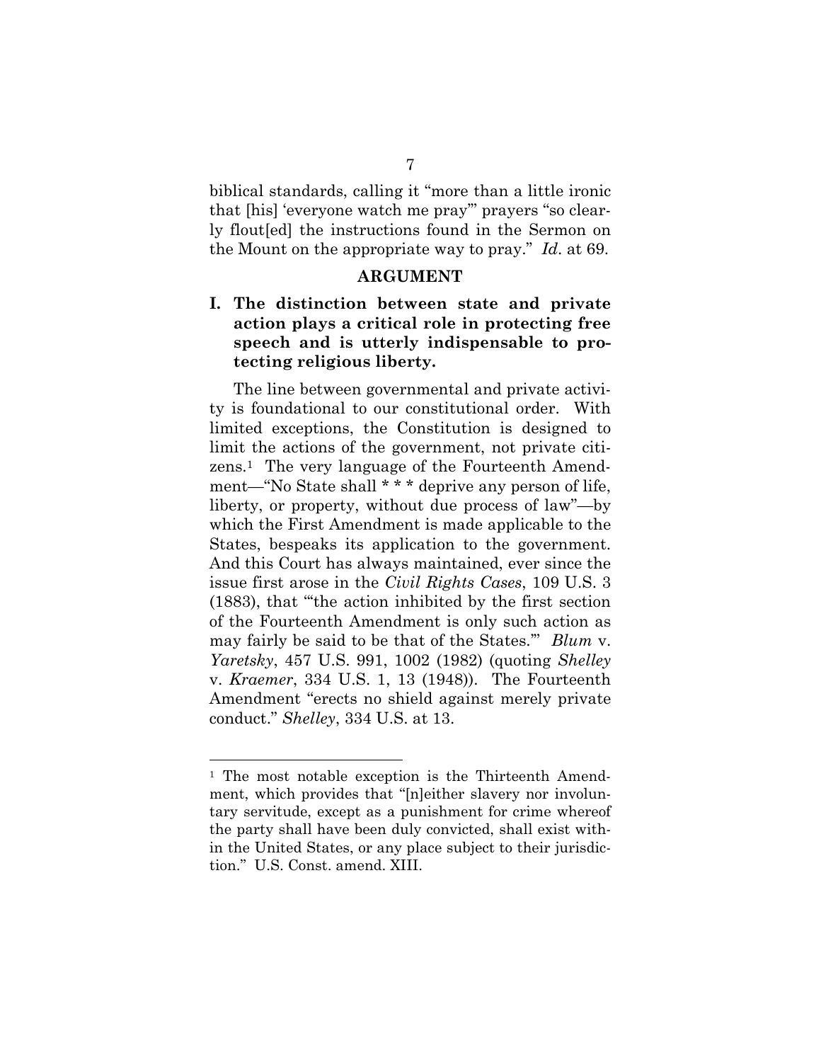biblical standards, calling it "more than a little ironic that [his] 'everyone watch me pray'" prayers "so clearly flout[ed] the instructions found in the Sermon on the Mount on the appropriate way to pray." *Id*. at 69.

## ARGUMENT

### I. The distinction between state and private action plays a critical role in protecting free speech and is utterly indispensable to protecting religious liberty.

The line between governmental and private activity is foundational to our constitutional order. With limited exceptions, the Constitution is designed to limit the actions of the government, not private citizens.[1] The very language of the Fourteenth Amendment—"No State shall * * * deprive any person of life, liberty, or property, without due process of law"—by which the First Amendment is made applicable to the States, bespeaks its application to the government. And this Court has always maintained, ever since the issue first arose in the *Civil Rights Cases*, 109 U.S. 3 (1883), that "'the action inhibited by the first section of the Fourteenth Amendment is only such action as may fairly be said to be that of the States.'" *Blum* v. *Yaretsky*, 457 U.S. 991, 1002 (1982) (quoting *Shelley* v. *Kraemer*, 334 U.S. 1, 13 (1948)). The Fourteenth Amendment "erects no shield against merely private conduct." *Shelley*, 334 U.S. at 13.

---

[1] The most notable exception is the Thirteenth Amendment, which provides that "[n]either slavery nor involuntary servitude, except as a punishment for crime whereof the party shall have been duly convicted, shall exist within the United States, or any place subject to their jurisdiction." U.S. Const. amend. XIII.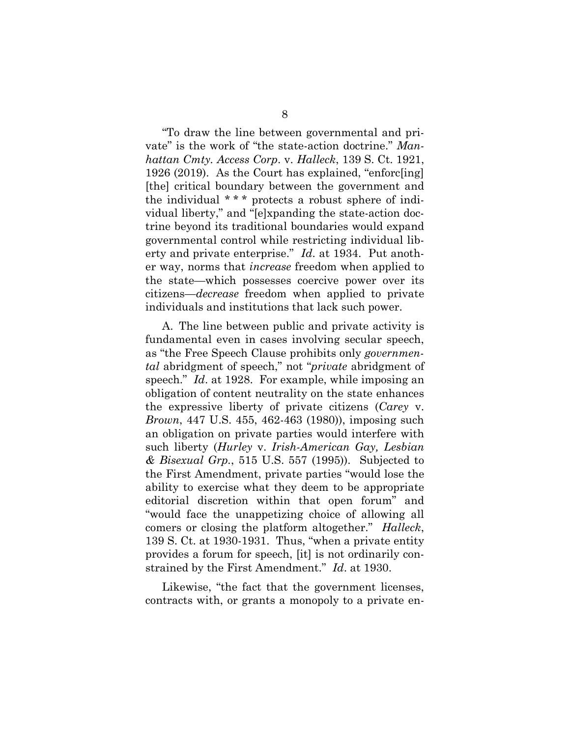"To draw the line between governmental and private" is the work of "the state-action doctrine." *Manhattan Cmty. Access Corp*. v. *Halleck*, 139 S. Ct. 1921, 1926 (2019). As the Court has explained, "enforc[ing] [the] critical boundary between the government and the individual * * * protects a robust sphere of individual liberty," and "[e]xpanding the state-action doctrine beyond its traditional boundaries would expand governmental control while restricting individual liberty and private enterprise." *Id*. at 1934. Put another way, norms that *increase* freedom when applied to the state—which possesses coercive power over its citizens—*decrease* freedom when applied to private individuals and institutions that lack such power.

A. The line between public and private activity is fundamental even in cases involving secular speech, as "the Free Speech Clause prohibits only *governmental* abridgment of speech," not "*private* abridgment of speech." *Id*. at 1928. For example, while imposing an obligation of content neutrality on the state enhances the expressive liberty of private citizens (*Carey* v. *Brown*, 447 U.S. 455, 462-463 (1980)), imposing such an obligation on private parties would interfere with such liberty (*Hurley* v. *Irish-American Gay, Lesbian & Bisexual Grp.*, 515 U.S. 557 (1995)). Subjected to the First Amendment, private parties "would lose the ability to exercise what they deem to be appropriate editorial discretion within that open forum" and "would face the unappetizing choice of allowing all comers or closing the platform altogether." *Halleck*, 139 S. Ct. at 1930-1931. Thus, "when a private entity provides a forum for speech, [it] is not ordinarily constrained by the First Amendment." *Id*. at 1930.

Likewise, "the fact that the government licenses, contracts with, or grants a monopoly to a private en-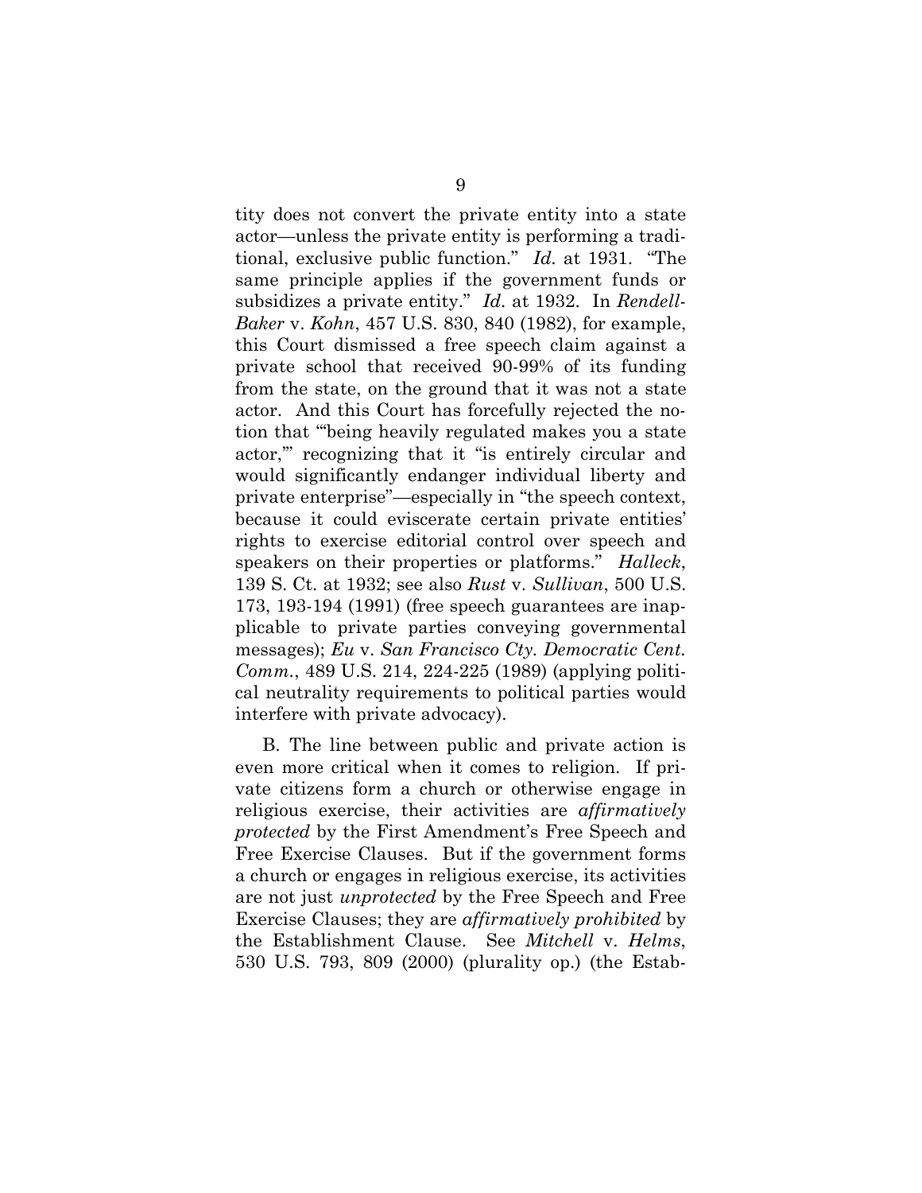tity does not convert the private entity into a state actor—unless the private entity is performing a traditional, exclusive public function." *Id.* at 1931. "The same principle applies if the government funds or subsidizes a private entity." *Id.* at 1932. In *Rendell-Baker* v. *Kohn*, 457 U.S. 830, 840 (1982), for example, this Court dismissed a free speech claim against a private school that received 90-99% of its funding from the state, on the ground that it was not a state actor. And this Court has forcefully rejected the notion that "'being heavily regulated makes you a state actor,'" recognizing that it "is entirely circular and would significantly endanger individual liberty and private enterprise"—especially in "the speech context, because it could eviscerate certain private entities' rights to exercise editorial control over speech and speakers on their properties or platforms." *Halleck*, 139 S. Ct. at 1932; see also *Rust* v. *Sullivan*, 500 U.S. 173, 193-194 (1991) (free speech guarantees are inapplicable to private parties conveying governmental messages); *Eu* v. *San Francisco Cty. Democratic Cent. Comm.*, 489 U.S. 214, 224-225 (1989) (applying political neutrality requirements to political parties would interfere with private advocacy).

B. The line between public and private action is even more critical when it comes to religion. If private citizens form a church or otherwise engage in religious exercise, their activities are *affirmatively protected* by the First Amendment's Free Speech and Free Exercise Clauses. But if the government forms a church or engages in religious exercise, its activities are not just *unprotected* by the Free Speech and Free Exercise Clauses; they are *affirmatively prohibited* by the Establishment Clause. See *Mitchell* v. *Helms*, 530 U.S. 793, 809 (2000) (plurality op.) (the Estab-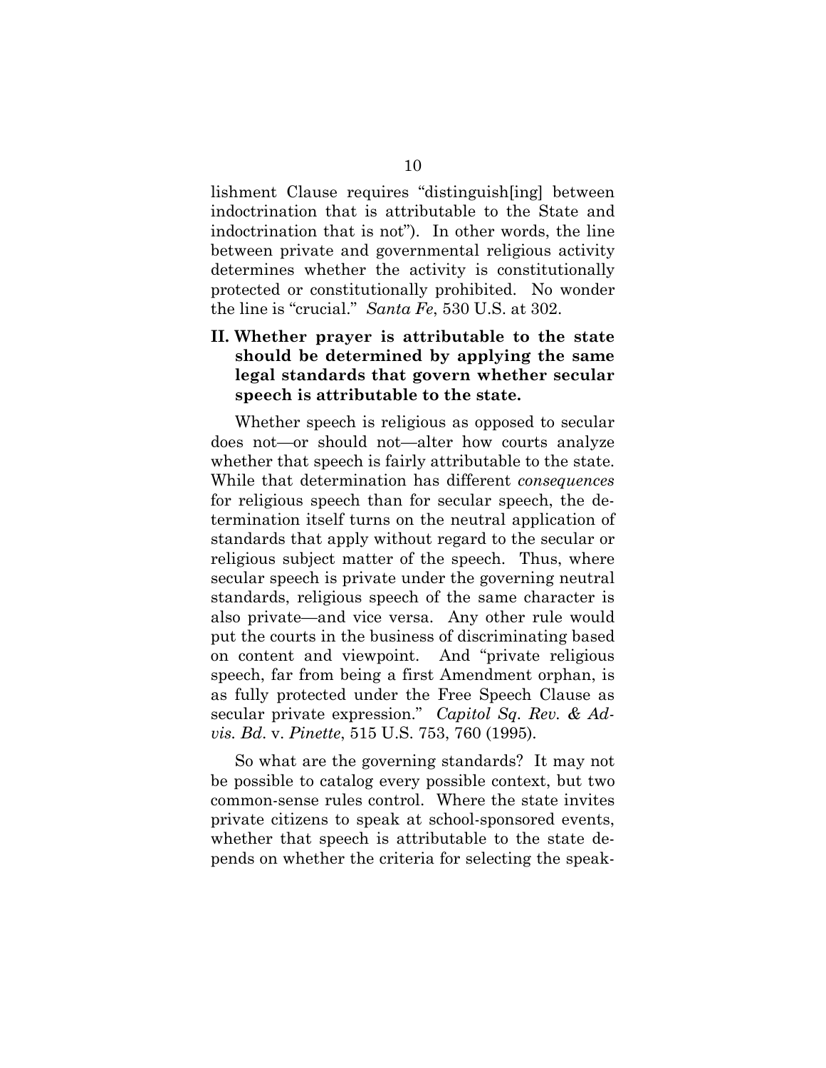lishment Clause requires "distinguish[ing] between indoctrination that is attributable to the State and indoctrination that is not"). In other words, the line between private and governmental religious activity determines whether the activity is constitutionally protected or constitutionally prohibited. No wonder the line is "crucial." *Santa Fe*, 530 U.S. at 302.

## II. Whether prayer is attributable to the state should be determined by applying the same legal standards that govern whether secular speech is attributable to the state.

Whether speech is religious as opposed to secular does not—or should not—alter how courts analyze whether that speech is fairly attributable to the state. While that determination has different *consequences* for religious speech than for secular speech, the determination itself turns on the neutral application of standards that apply without regard to the secular or religious subject matter of the speech. Thus, where secular speech is private under the governing neutral standards, religious speech of the same character is also private—and vice versa. Any other rule would put the courts in the business of discriminating based on content and viewpoint. And "private religious speech, far from being a first Amendment orphan, is as fully protected under the Free Speech Clause as secular private expression." *Capitol Sq. Rev. & Advis. Bd.* v. *Pinette*, 515 U.S. 753, 760 (1995).

So what are the governing standards? It may not be possible to catalog every possible context, but two common-sense rules control. Where the state invites private citizens to speak at school-sponsored events, whether that speech is attributable to the state depends on whether the criteria for selecting the speak-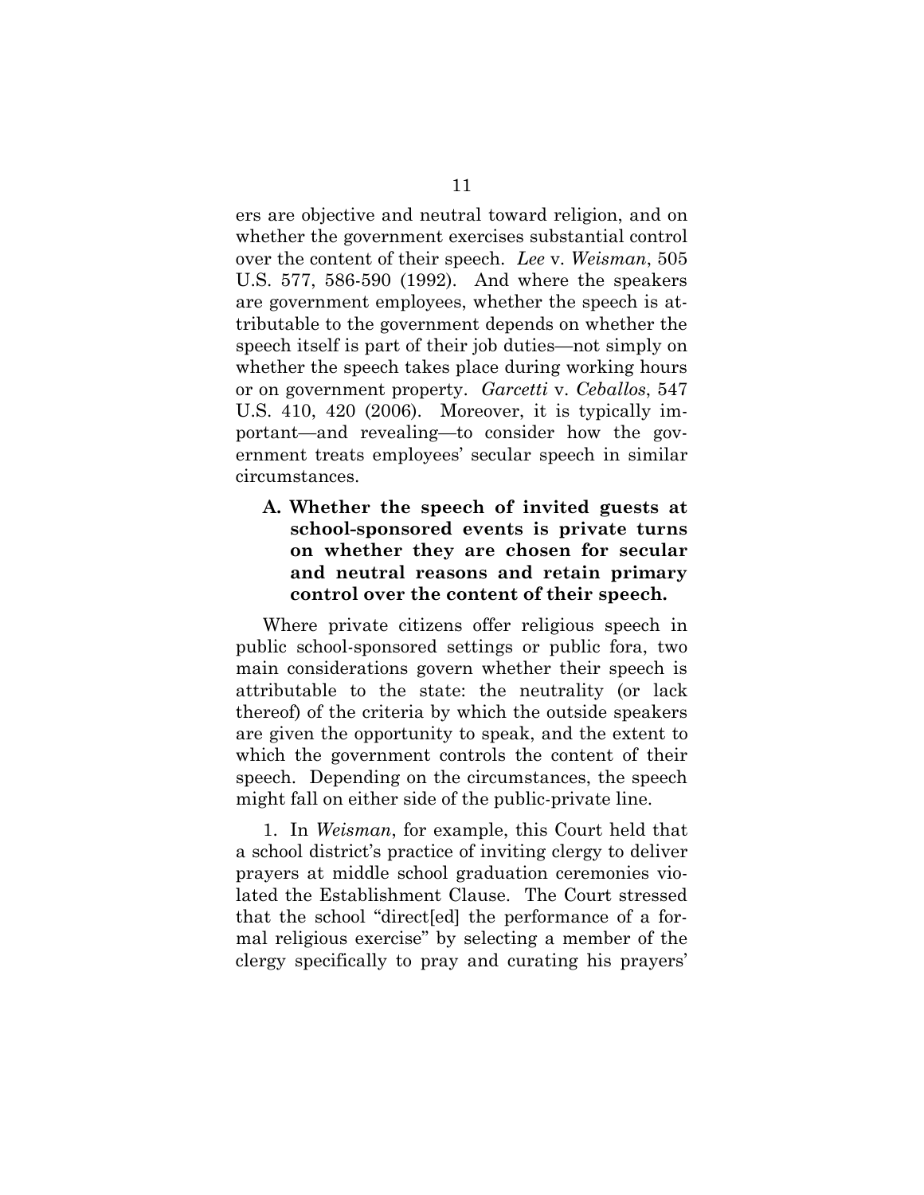ers are objective and neutral toward religion, and on whether the government exercises substantial control over the content of their speech. *Lee* v. *Weisman*, 505 U.S. 577, 586-590 (1992). And where the speakers are government employees, whether the speech is attributable to the government depends on whether the speech itself is part of their job duties—not simply on whether the speech takes place during working hours or on government property. *Garcetti* v. *Ceballos*, 547 U.S. 410, 420 (2006). Moreover, it is typically important—and revealing—to consider how the government treats employees' secular speech in similar circumstances.

### A. Whether the speech of invited guests at school-sponsored events is private turns on whether they are chosen for secular and neutral reasons and retain primary control over the content of their speech.

Where private citizens offer religious speech in public school-sponsored settings or public fora, two main considerations govern whether their speech is attributable to the state: the neutrality (or lack thereof) of the criteria by which the outside speakers are given the opportunity to speak, and the extent to which the government controls the content of their speech. Depending on the circumstances, the speech might fall on either side of the public-private line.

1. In *Weisman*, for example, this Court held that a school district's practice of inviting clergy to deliver prayers at middle school graduation ceremonies violated the Establishment Clause. The Court stressed that the school "direct[ed] the performance of a formal religious exercise" by selecting a member of the clergy specifically to pray and curating his prayers'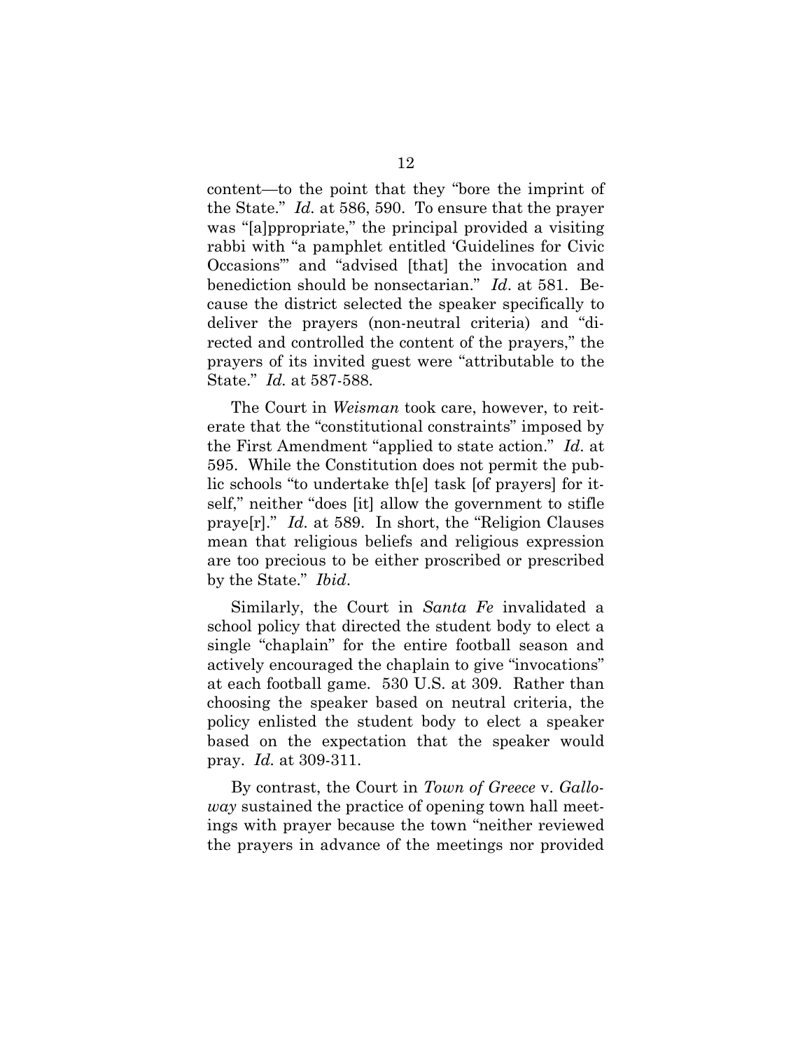content—to the point that they "bore the imprint of the State." *Id.* at 586, 590. To ensure that the prayer was "[a]ppropriate," the principal provided a visiting rabbi with "a pamphlet entitled 'Guidelines for Civic Occasions'" and "advised [that] the invocation and benediction should be nonsectarian." *Id*. at 581. Because the district selected the speaker specifically to deliver the prayers (non-neutral criteria) and "directed and controlled the content of the prayers," the prayers of its invited guest were "attributable to the State." *Id.* at 587-588.

The Court in *Weisman* took care, however, to reiterate that the "constitutional constraints" imposed by the First Amendment "applied to state action." *Id.* at 595. While the Constitution does not permit the public schools "to undertake th[e] task [of prayers] for itself," neither "does [it] allow the government to stifle praye[r]." *Id.* at 589. In short, the "Religion Clauses mean that religious beliefs and religious expression are too precious to be either proscribed or prescribed by the State." *Ibid*.

Similarly, the Court in *Santa Fe* invalidated a school policy that directed the student body to elect a single "chaplain" for the entire football season and actively encouraged the chaplain to give "invocations" at each football game. 530 U.S. at 309. Rather than choosing the speaker based on neutral criteria, the policy enlisted the student body to elect a speaker based on the expectation that the speaker would pray. *Id.* at 309-311.

By contrast, the Court in *Town of Greece* v. *Galloway* sustained the practice of opening town hall meetings with prayer because the town "neither reviewed the prayers in advance of the meetings nor provided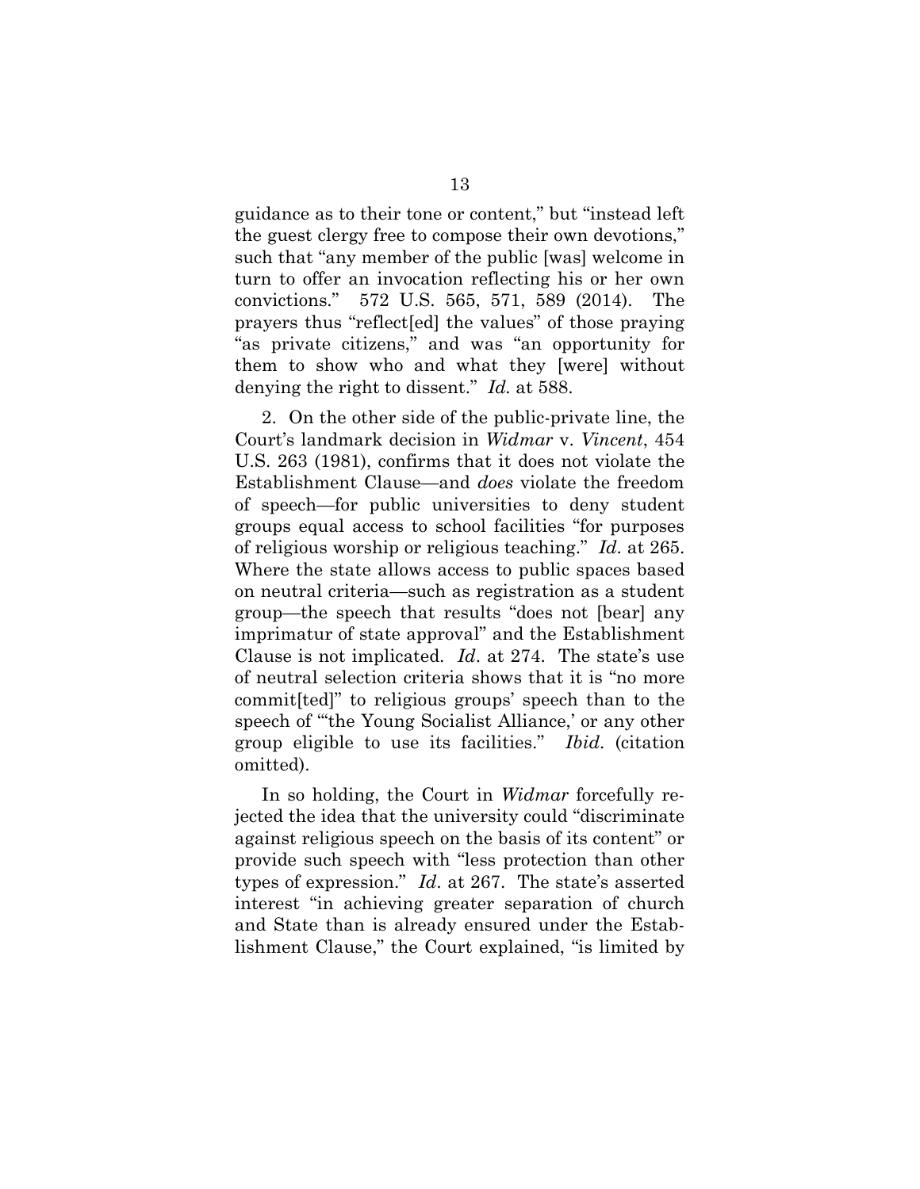guidance as to their tone or content," but "instead left the guest clergy free to compose their own devotions," such that "any member of the public [was] welcome in turn to offer an invocation reflecting his or her own convictions." 572 U.S. 565, 571, 589 (2014). The prayers thus "reflect[ed] the values" of those praying "as private citizens," and was "an opportunity for them to show who and what they [were] without denying the right to dissent." *Id.* at 588.

2. On the other side of the public-private line, the Court's landmark decision in *Widmar* v. *Vincent*, 454 U.S. 263 (1981), confirms that it does not violate the Establishment Clause—and *does* violate the freedom of speech—for public universities to deny student groups equal access to school facilities "for purposes of religious worship or religious teaching." *Id*. at 265. Where the state allows access to public spaces based on neutral criteria—such as registration as a student group—the speech that results "does not [bear] any imprimatur of state approval" and the Establishment Clause is not implicated. *Id*. at 274. The state's use of neutral selection criteria shows that it is "no more commit[ted]" to religious groups' speech than to the speech of "'the Young Socialist Alliance,' or any other group eligible to use its facilities." *Ibid*. (citation omitted).

In so holding, the Court in *Widmar* forcefully rejected the idea that the university could "discriminate against religious speech on the basis of its content" or provide such speech with "less protection than other types of expression." *Id*. at 267. The state's asserted interest "in achieving greater separation of church and State than is already ensured under the Establishment Clause," the Court explained, "is limited by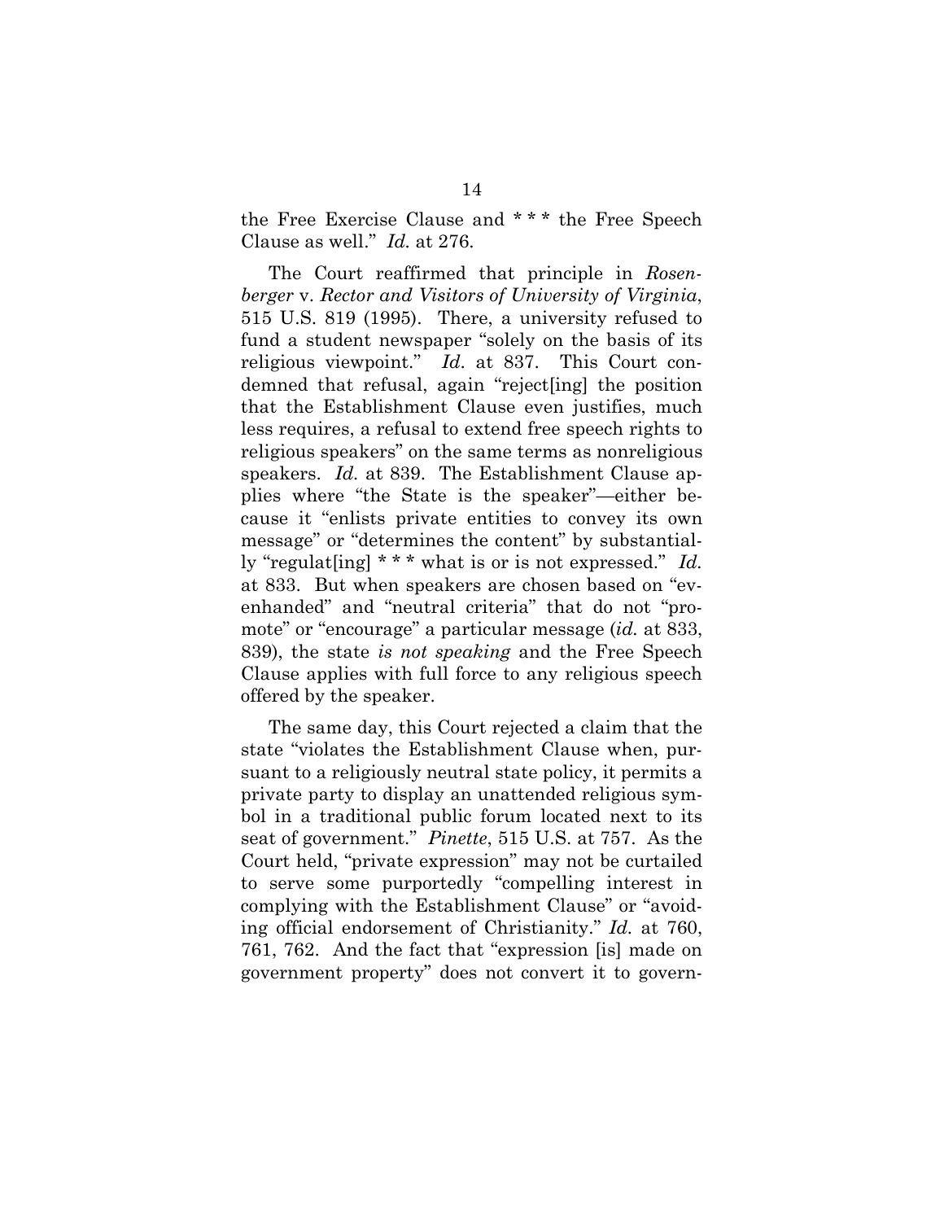the Free Exercise Clause and * * * the Free Speech Clause as well." *Id.* at 276.

The Court reaffirmed that principle in *Rosenberger* v. *Rector and Visitors of University of Virginia*, 515 U.S. 819 (1995). There, a university refused to fund a student newspaper "solely on the basis of its religious viewpoint." *Id*. at 837. This Court condemned that refusal, again "reject[ing] the position that the Establishment Clause even justifies, much less requires, a refusal to extend free speech rights to religious speakers" on the same terms as nonreligious speakers. *Id.* at 839. The Establishment Clause applies where "the State is the speaker"—either because it "enlists private entities to convey its own message" or "determines the content" by substantially "regulat[ing] * * * what is or is not expressed." *Id.* at 833. But when speakers are chosen based on "evenhanded" and "neutral criteria" that do not "promote" or "encourage" a particular message (*id.* at 833, 839), the state *is not speaking* and the Free Speech Clause applies with full force to any religious speech offered by the speaker.

The same day, this Court rejected a claim that the state "violates the Establishment Clause when, pursuant to a religiously neutral state policy, it permits a private party to display an unattended religious symbol in a traditional public forum located next to its seat of government." *Pinette*, 515 U.S. at 757. As the Court held, "private expression" may not be curtailed to serve some purportedly "compelling interest in complying with the Establishment Clause" or "avoiding official endorsement of Christianity." *Id.* at 760, 761, 762. And the fact that "expression [is] made on government property" does not convert it to govern-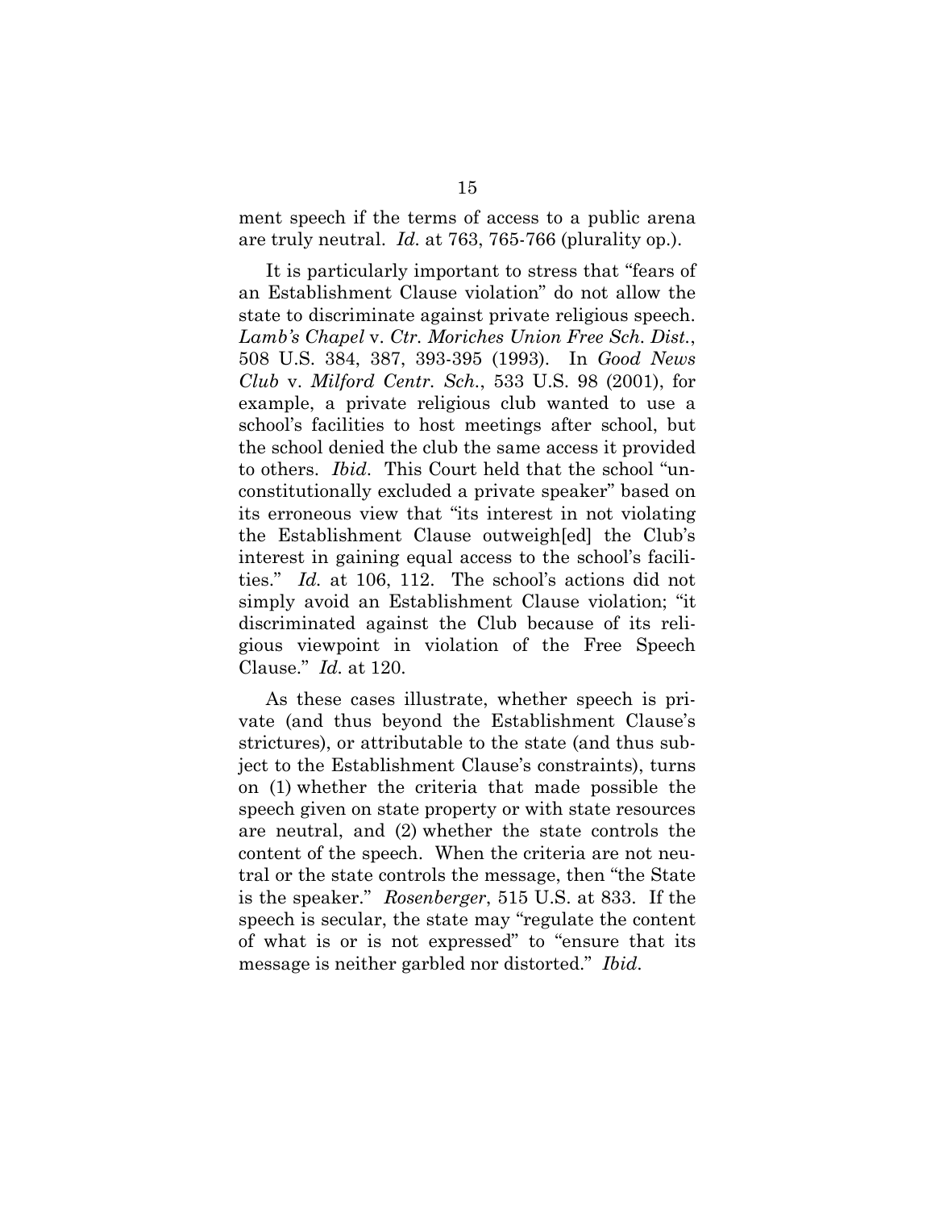ment speech if the terms of access to a public arena are truly neutral. *Id.* at 763, 765-766 (plurality op.).

It is particularly important to stress that "fears of an Establishment Clause violation" do not allow the state to discriminate against private religious speech. *Lamb's Chapel* v. *Ctr. Moriches Union Free Sch. Dist.*, 508 U.S. 384, 387, 393-395 (1993). In *Good News Club* v. *Milford Centr. Sch.*, 533 U.S. 98 (2001), for example, a private religious club wanted to use a school's facilities to host meetings after school, but the school denied the club the same access it provided to others. *Ibid.* This Court held that the school "unconstitutionally excluded a private speaker" based on its erroneous view that "its interest in not violating the Establishment Clause outweigh[ed] the Club's interest in gaining equal access to the school's facilities." *Id.* at 106, 112. The school's actions did not simply avoid an Establishment Clause violation; "it discriminated against the Club because of its religious viewpoint in violation of the Free Speech Clause." *Id.* at 120.

As these cases illustrate, whether speech is private (and thus beyond the Establishment Clause's strictures), or attributable to the state (and thus subject to the Establishment Clause's constraints), turns on (1) whether the criteria that made possible the speech given on state property or with state resources are neutral, and (2) whether the state controls the content of the speech. When the criteria are not neutral or the state controls the message, then "the State is the speaker." *Rosenberger*, 515 U.S. at 833. If the speech is secular, the state may "regulate the content of what is or is not expressed" to "ensure that its message is neither garbled nor distorted." *Ibid.*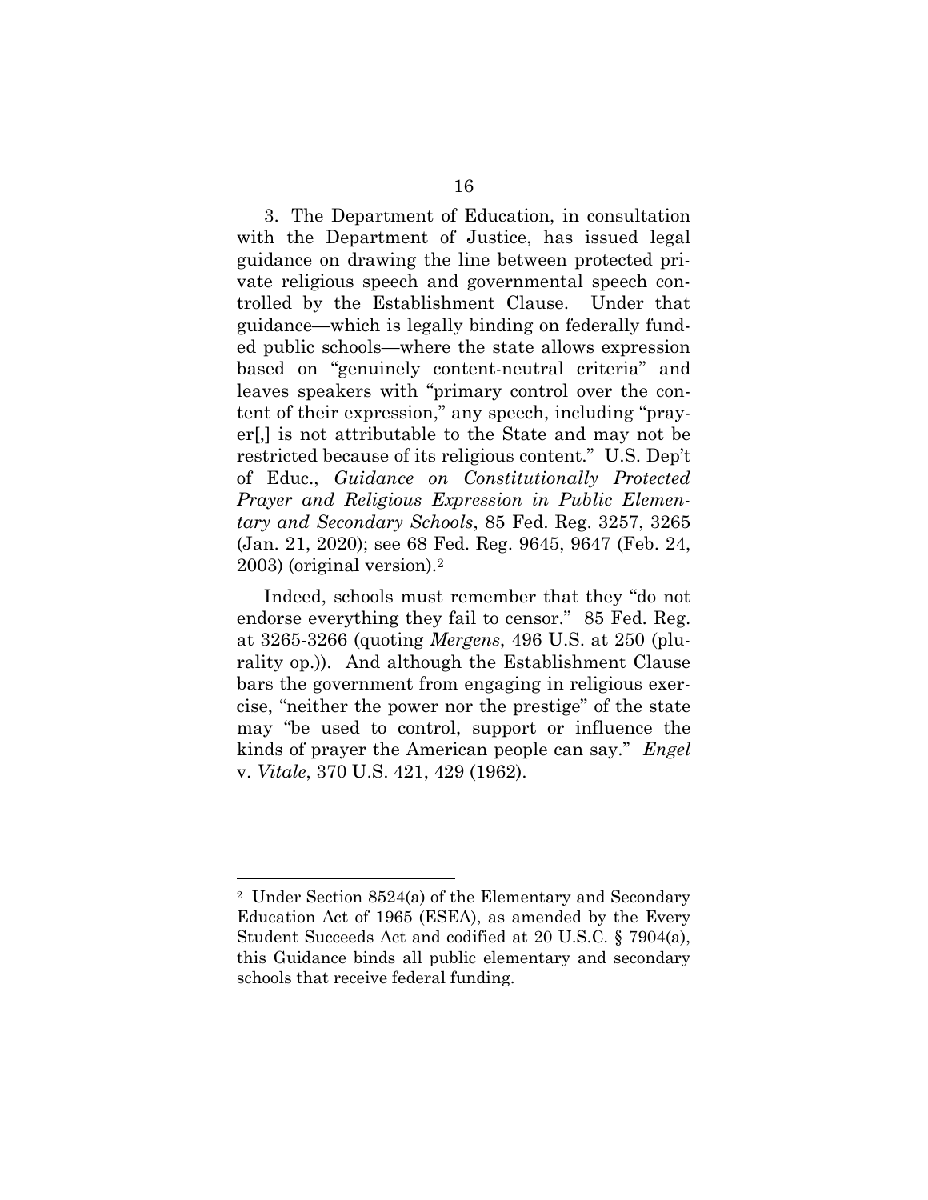3. The Department of Education, in consultation with the Department of Justice, has issued legal guidance on drawing the line between protected private religious speech and governmental speech controlled by the Establishment Clause. Under that guidance—which is legally binding on federally funded public schools—where the state allows expression based on "genuinely content-neutral criteria" and leaves speakers with "primary control over the content of their expression," any speech, including "prayer[,] is not attributable to the State and may not be restricted because of its religious content." U.S. Dep't of Educ., *Guidance on Constitutionally Protected Prayer and Religious Expression in Public Elementary and Secondary Schools*, 85 Fed. Reg. 3257, 3265 (Jan. 21, 2020); see 68 Fed. Reg. 9645, 9647 (Feb. 24, 2003) (original version).[2]

Indeed, schools must remember that they "do not endorse everything they fail to censor." 85 Fed. Reg. at 3265-3266 (quoting *Mergens*, 496 U.S. at 250 (plurality op.)). And although the Establishment Clause bars the government from engaging in religious exercise, "neither the power nor the prestige" of the state may "be used to control, support or influence the kinds of prayer the American people can say." *Engel* v. *Vitale*, 370 U.S. 421, 429 (1962).

[2] Under Section 8524(a) of the Elementary and Secondary Education Act of 1965 (ESEA), as amended by the Every Student Succeeds Act and codified at 20 U.S.C. § 7904(a), this Guidance binds all public elementary and secondary schools that receive federal funding.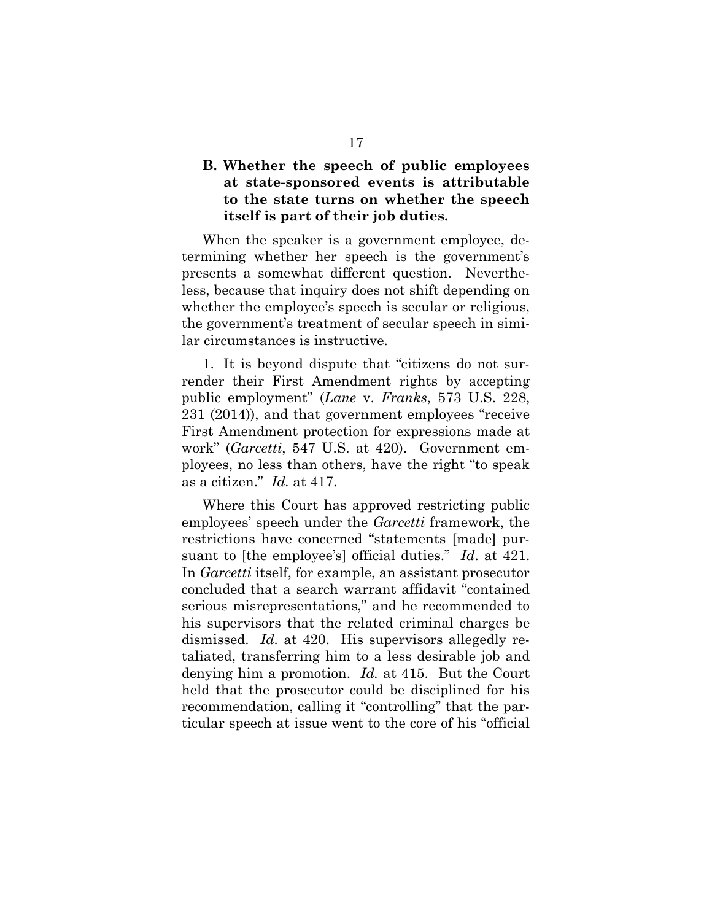### B. Whether the speech of public employees at state-sponsored events is attributable to the state turns on whether the speech itself is part of their job duties.

When the speaker is a government employee, determining whether her speech is the government's presents a somewhat different question. Nevertheless, because that inquiry does not shift depending on whether the employee's speech is secular or religious, the government's treatment of secular speech in similar circumstances is instructive.

1. It is beyond dispute that "citizens do not surrender their First Amendment rights by accepting public employment" (*Lane* v. *Franks*, 573 U.S. 228, 231 (2014)), and that government employees "receive First Amendment protection for expressions made at work" (*Garcetti*, 547 U.S. at 420). Government employees, no less than others, have the right "to speak as a citizen." *Id.* at 417.

Where this Court has approved restricting public employees' speech under the *Garcetti* framework, the restrictions have concerned "statements [made] pursuant to [the employee's] official duties." *Id*. at 421. In *Garcetti* itself, for example, an assistant prosecutor concluded that a search warrant affidavit "contained serious misrepresentations," and he recommended to his supervisors that the related criminal charges be dismissed. *Id.* at 420. His supervisors allegedly retaliated, transferring him to a less desirable job and denying him a promotion. *Id.* at 415. But the Court held that the prosecutor could be disciplined for his recommendation, calling it "controlling" that the particular speech at issue went to the core of his "official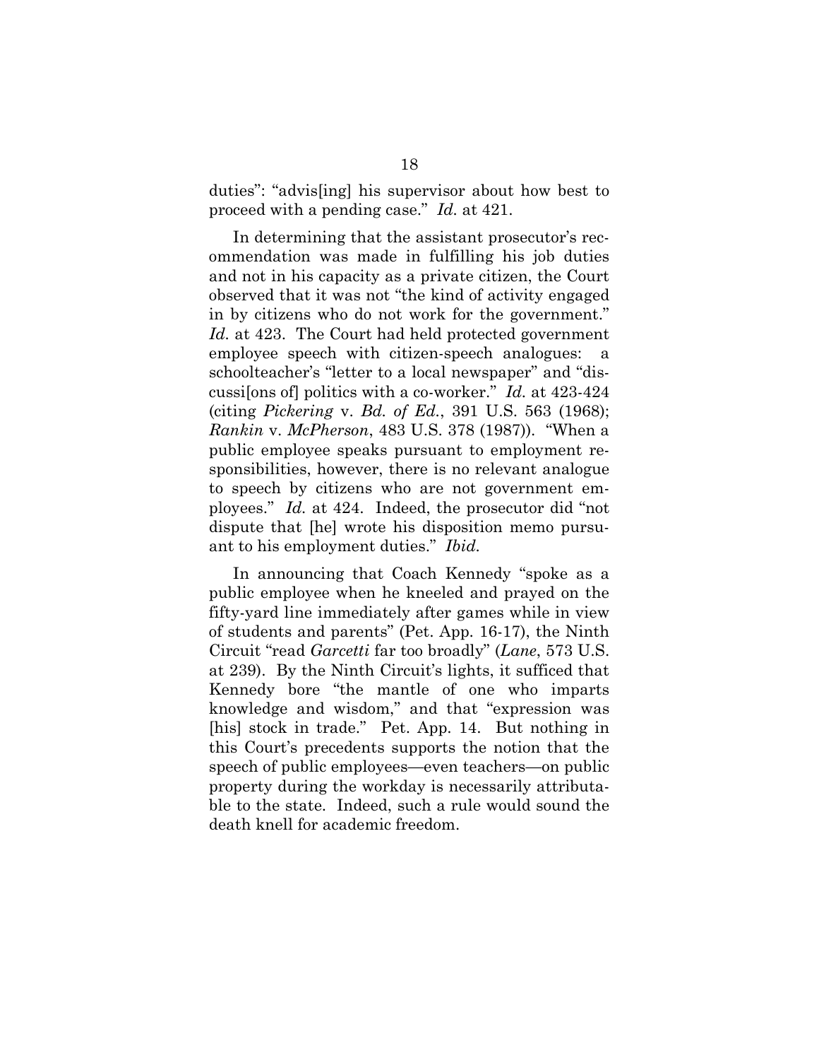duties": "advis[ing] his supervisor about how best to proceed with a pending case." *Id.* at 421.

In determining that the assistant prosecutor's recommendation was made in fulfilling his job duties and not in his capacity as a private citizen, the Court observed that it was not "the kind of activity engaged in by citizens who do not work for the government." *Id.* at 423. The Court had held protected government employee speech with citizen-speech analogues: a schoolteacher's "letter to a local newspaper" and "discussi[ons of] politics with a co-worker." *Id.* at 423-424 (citing *Pickering* v. *Bd. of Ed.*, 391 U.S. 563 (1968); *Rankin* v. *McPherson*, 483 U.S. 378 (1987)). "When a public employee speaks pursuant to employment responsibilities, however, there is no relevant analogue to speech by citizens who are not government employees." *Id.* at 424. Indeed, the prosecutor did "not dispute that [he] wrote his disposition memo pursuant to his employment duties." *Ibid.*

In announcing that Coach Kennedy "spoke as a public employee when he kneeled and prayed on the fifty-yard line immediately after games while in view of students and parents" (Pet. App. 16-17), the Ninth Circuit "read *Garcetti* far too broadly" (*Lane*, 573 U.S. at 239). By the Ninth Circuit's lights, it sufficed that Kennedy bore "the mantle of one who imparts knowledge and wisdom," and that "expression was [his] stock in trade." Pet. App. 14. But nothing in this Court's precedents supports the notion that the speech of public employees—even teachers—on public property during the workday is necessarily attributable to the state. Indeed, such a rule would sound the death knell for academic freedom.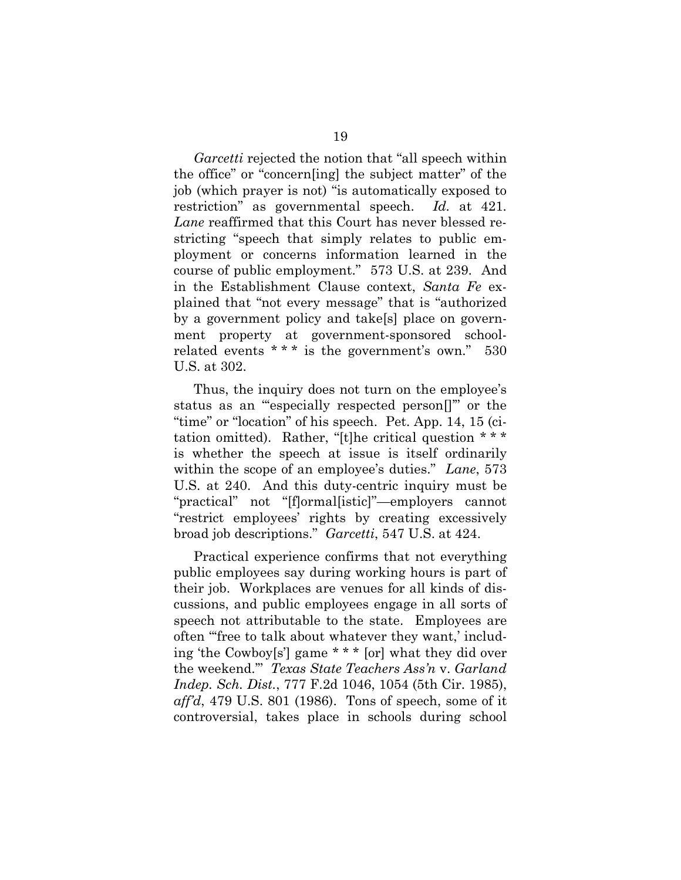*Garcetti* rejected the notion that "all speech within the office" or "concern[ing] the subject matter" of the job (which prayer is not) "is automatically exposed to restriction" as governmental speech. *Id.* at 421. *Lane* reaffirmed that this Court has never blessed restricting "speech that simply relates to public employment or concerns information learned in the course of public employment." 573 U.S. at 239. And in the Establishment Clause context, *Santa Fe* explained that "not every message" that is "authorized by a government policy and take[s] place on government property at government-sponsored school-related events * * * is the government's own." 530 U.S. at 302.

Thus, the inquiry does not turn on the employee's status as an "'especially respected person[]'" or the "time" or "location" of his speech. Pet. App. 14, 15 (citation omitted). Rather, "[t]he critical question * * * is whether the speech at issue is itself ordinarily within the scope of an employee's duties." *Lane*, 573 U.S. at 240. And this duty-centric inquiry must be "practical" not "[f]ormal[istic]"—employers cannot "restrict employees' rights by creating excessively broad job descriptions." *Garcetti*, 547 U.S. at 424.

Practical experience confirms that not everything public employees say during working hours is part of their job. Workplaces are venues for all kinds of discussions, and public employees engage in all sorts of speech not attributable to the state. Employees are often "'free to talk about whatever they want,' including 'the Cowboy[s'] game * * * [or] what they did over the weekend.'" *Texas State Teachers Ass'n* v. *Garland Indep. Sch. Dist.*, 777 F.2d 1046, 1054 (5th Cir. 1985), *aff'd*, 479 U.S. 801 (1986). Tons of speech, some of it controversial, takes place in schools during school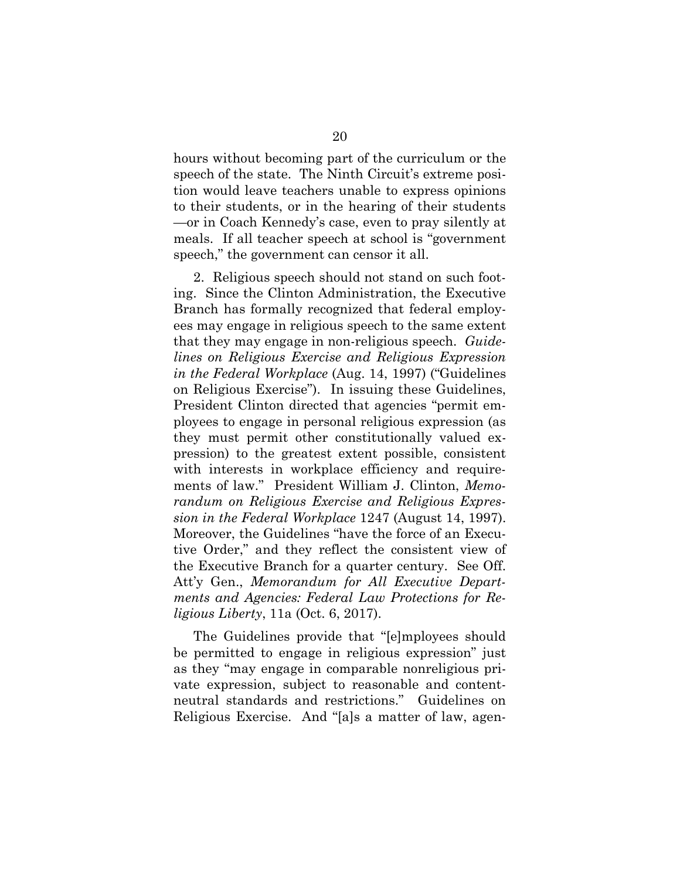hours without becoming part of the curriculum or the speech of the state. The Ninth Circuit's extreme position would leave teachers unable to express opinions to their students, or in the hearing of their students —or in Coach Kennedy's case, even to pray silently at meals. If all teacher speech at school is "government speech," the government can censor it all.

2. Religious speech should not stand on such footing. Since the Clinton Administration, the Executive Branch has formally recognized that federal employees may engage in religious speech to the same extent that they may engage in non-religious speech. *Guidelines on Religious Exercise and Religious Expression in the Federal Workplace* (Aug. 14, 1997) ("Guidelines on Religious Exercise"). In issuing these Guidelines, President Clinton directed that agencies "permit employees to engage in personal religious expression (as they must permit other constitutionally valued expression) to the greatest extent possible, consistent with interests in workplace efficiency and requirements of law." President William J. Clinton, *Memorandum on Religious Exercise and Religious Expression in the Federal Workplace* 1247 (August 14, 1997). Moreover, the Guidelines "have the force of an Executive Order," and they reflect the consistent view of the Executive Branch for a quarter century. See Off. Att'y Gen., *Memorandum for All Executive Departments and Agencies: Federal Law Protections for Religious Liberty*, 11a (Oct. 6, 2017).

The Guidelines provide that "[e]mployees should be permitted to engage in religious expression" just as they "may engage in comparable nonreligious private expression, subject to reasonable and content-neutral standards and restrictions." Guidelines on Religious Exercise. And "[a]s a matter of law, agen-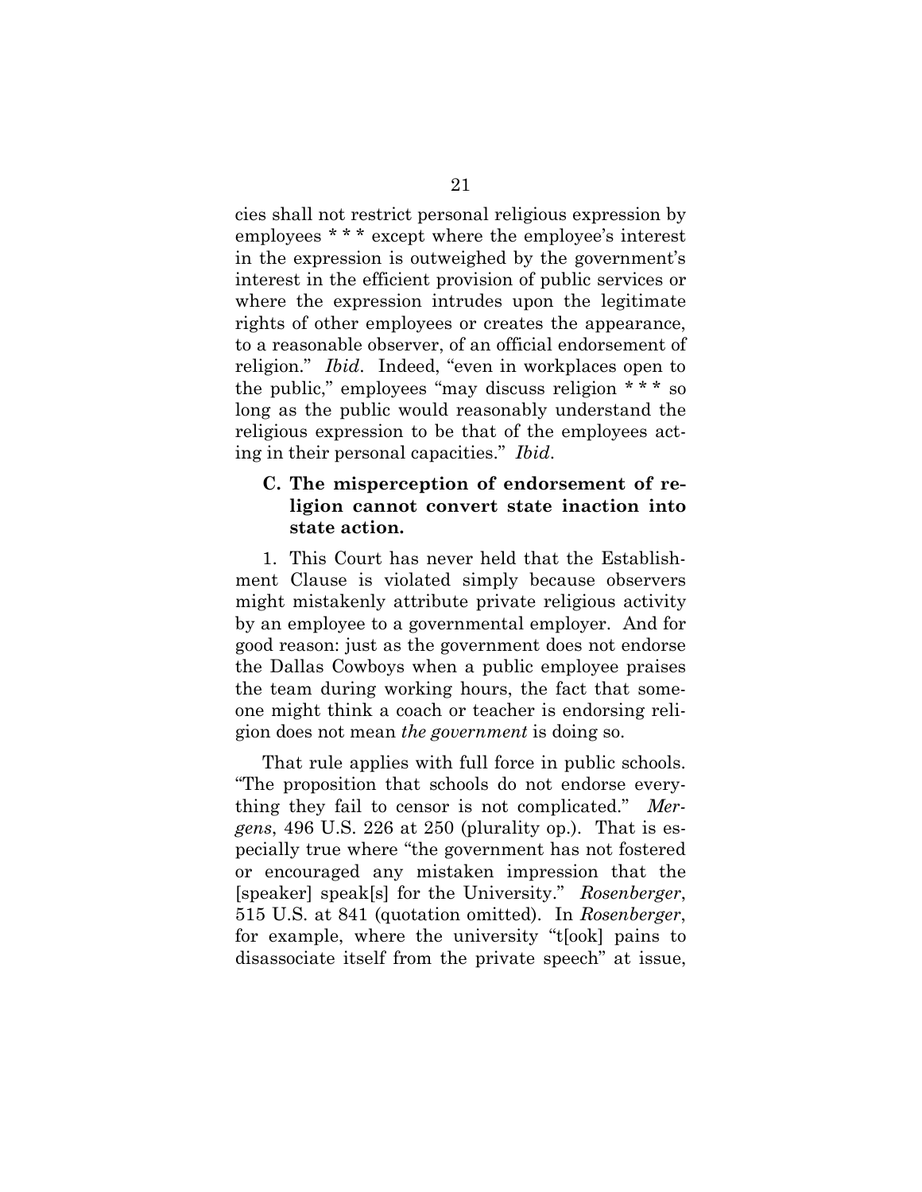cies shall not restrict personal religious expression by employees * * * except where the employee's interest in the expression is outweighed by the government's interest in the efficient provision of public services or where the expression intrudes upon the legitimate rights of other employees or creates the appearance, to a reasonable observer, of an official endorsement of religion." *Ibid*. Indeed, "even in workplaces open to the public," employees "may discuss religion * * * so long as the public would reasonably understand the religious expression to be that of the employees acting in their personal capacities." *Ibid*.

### C. The misperception of endorsement of religion cannot convert state inaction into state action.

1. This Court has never held that the Establishment Clause is violated simply because observers might mistakenly attribute private religious activity by an employee to a governmental employer. And for good reason: just as the government does not endorse the Dallas Cowboys when a public employee praises the team during working hours, the fact that someone might think a coach or teacher is endorsing religion does not mean *the government* is doing so.

That rule applies with full force in public schools. "The proposition that schools do not endorse everything they fail to censor is not complicated." *Mergens*, 496 U.S. 226 at 250 (plurality op.). That is especially true where "the government has not fostered or encouraged any mistaken impression that the [speaker] speak[s] for the University." *Rosenberger*, 515 U.S. at 841 (quotation omitted). In *Rosenberger*, for example, where the university "t[ook] pains to disassociate itself from the private speech" at issue,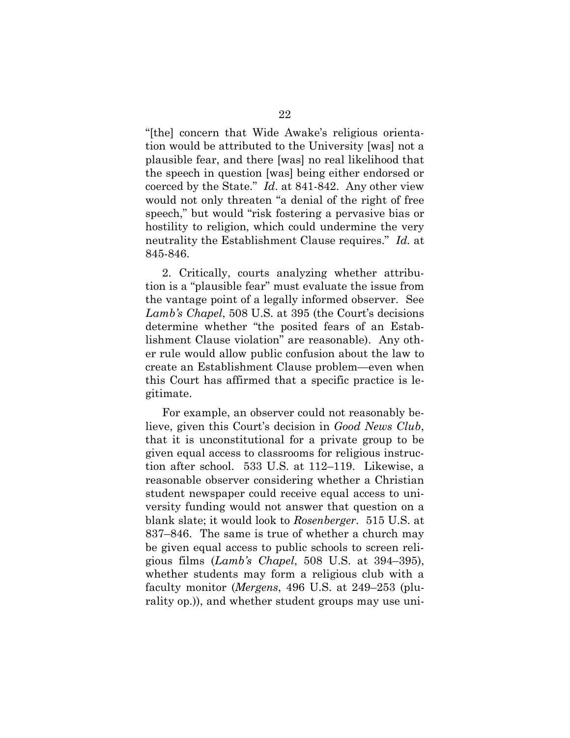"[the] concern that Wide Awake's religious orientation would be attributed to the University [was] not a plausible fear, and there [was] no real likelihood that the speech in question [was] being either endorsed or coerced by the State." *Id*. at 841-842. Any other view would not only threaten "a denial of the right of free speech," but would "risk fostering a pervasive bias or hostility to religion, which could undermine the very neutrality the Establishment Clause requires." *Id.* at 845-846.

2. Critically, courts analyzing whether attribution is a "plausible fear" must evaluate the issue from the vantage point of a legally informed observer. See *Lamb's Chapel*, 508 U.S. at 395 (the Court's decisions determine whether "the posited fears of an Establishment Clause violation" are reasonable). Any other rule would allow public confusion about the law to create an Establishment Clause problem—even when this Court has affirmed that a specific practice is legitimate.

For example, an observer could not reasonably believe, given this Court's decision in *Good News Club*, that it is unconstitutional for a private group to be given equal access to classrooms for religious instruction after school. 533 U.S. at 112–119. Likewise, a reasonable observer considering whether a Christian student newspaper could receive equal access to university funding would not answer that question on a blank slate; it would look to *Rosenberger*. 515 U.S. at 837–846. The same is true of whether a church may be given equal access to public schools to screen religious films (*Lamb's Chapel*, 508 U.S. at 394–395), whether students may form a religious club with a faculty monitor (*Mergens*, 496 U.S. at 249–253 (plurality op.)), and whether student groups may use uni-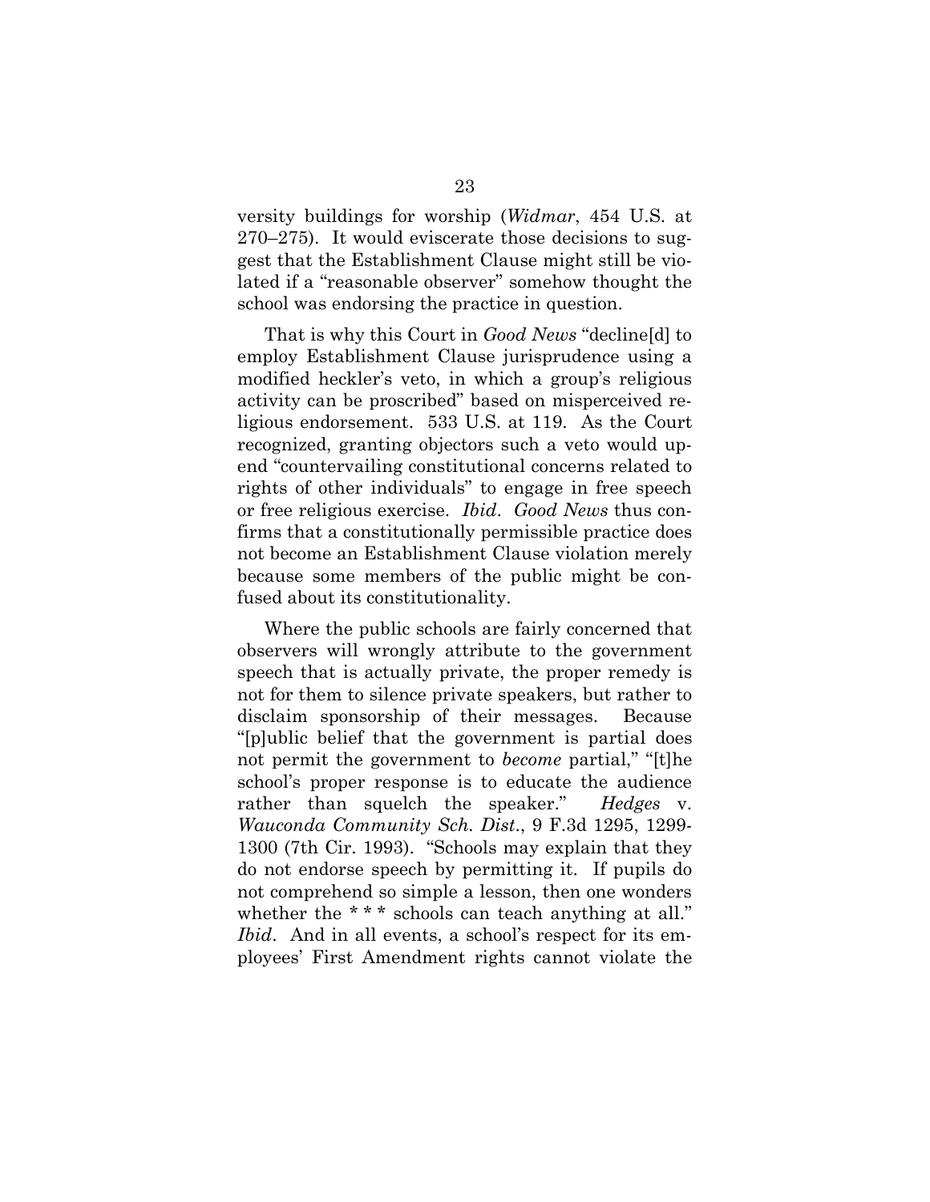versity buildings for worship (*Widmar*, 454 U.S. at 270–275). It would eviscerate those decisions to suggest that the Establishment Clause might still be violated if a "reasonable observer" somehow thought the school was endorsing the practice in question.

That is why this Court in *Good News* "decline[d] to employ Establishment Clause jurisprudence using a modified heckler's veto, in which a group's religious activity can be proscribed" based on misperceived religious endorsement. 533 U.S. at 119. As the Court recognized, granting objectors such a veto would upend "countervailing constitutional concerns related to rights of other individuals" to engage in free speech or free religious exercise. *Ibid*. *Good News* thus confirms that a constitutionally permissible practice does not become an Establishment Clause violation merely because some members of the public might be confused about its constitutionality.

Where the public schools are fairly concerned that observers will wrongly attribute to the government speech that is actually private, the proper remedy is not for them to silence private speakers, but rather to disclaim sponsorship of their messages. Because "[p]ublic belief that the government is partial does not permit the government to *become* partial," "[t]he school's proper response is to educate the audience rather than squelch the speaker." *Hedges* v. *Wauconda Community Sch. Dist.*, 9 F.3d 1295, 1299-1300 (7th Cir. 1993). "Schools may explain that they do not endorse speech by permitting it. If pupils do not comprehend so simple a lesson, then one wonders whether the * * * schools can teach anything at all." *Ibid*. And in all events, a school's respect for its employees' First Amendment rights cannot violate the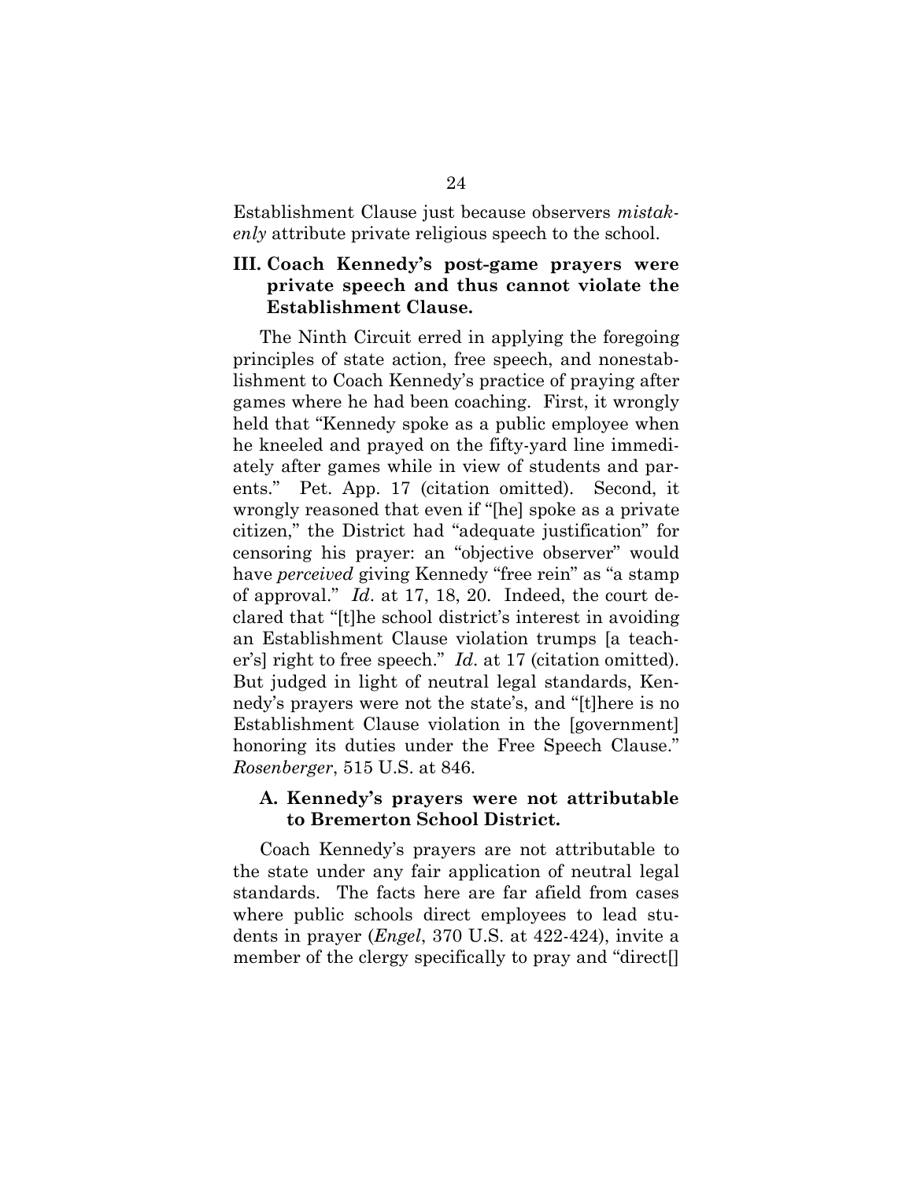Establishment Clause just because observers *mistakenly* attribute private religious speech to the school.

## III. Coach Kennedy's post-game prayers were private speech and thus cannot violate the Establishment Clause.

The Ninth Circuit erred in applying the foregoing principles of state action, free speech, and nonestablishment to Coach Kennedy's practice of praying after games where he had been coaching. First, it wrongly held that "Kennedy spoke as a public employee when he kneeled and prayed on the fifty-yard line immediately after games while in view of students and parents." Pet. App. 17 (citation omitted). Second, it wrongly reasoned that even if "[he] spoke as a private citizen," the District had "adequate justification" for censoring his prayer: an "objective observer" would have *perceived* giving Kennedy "free rein" as "a stamp of approval." *Id*. at 17, 18, 20. Indeed, the court declared that "[t]he school district's interest in avoiding an Establishment Clause violation trumps [a teacher's] right to free speech." *Id*. at 17 (citation omitted). But judged in light of neutral legal standards, Kennedy's prayers were not the state's, and "[t]here is no Establishment Clause violation in the [government] honoring its duties under the Free Speech Clause." *Rosenberger*, 515 U.S. at 846.

### A. Kennedy's prayers were not attributable to Bremerton School District.

Coach Kennedy's prayers are not attributable to the state under any fair application of neutral legal standards. The facts here are far afield from cases where public schools direct employees to lead students in prayer (*Engel*, 370 U.S. at 422-424), invite a member of the clergy specifically to pray and "direct[]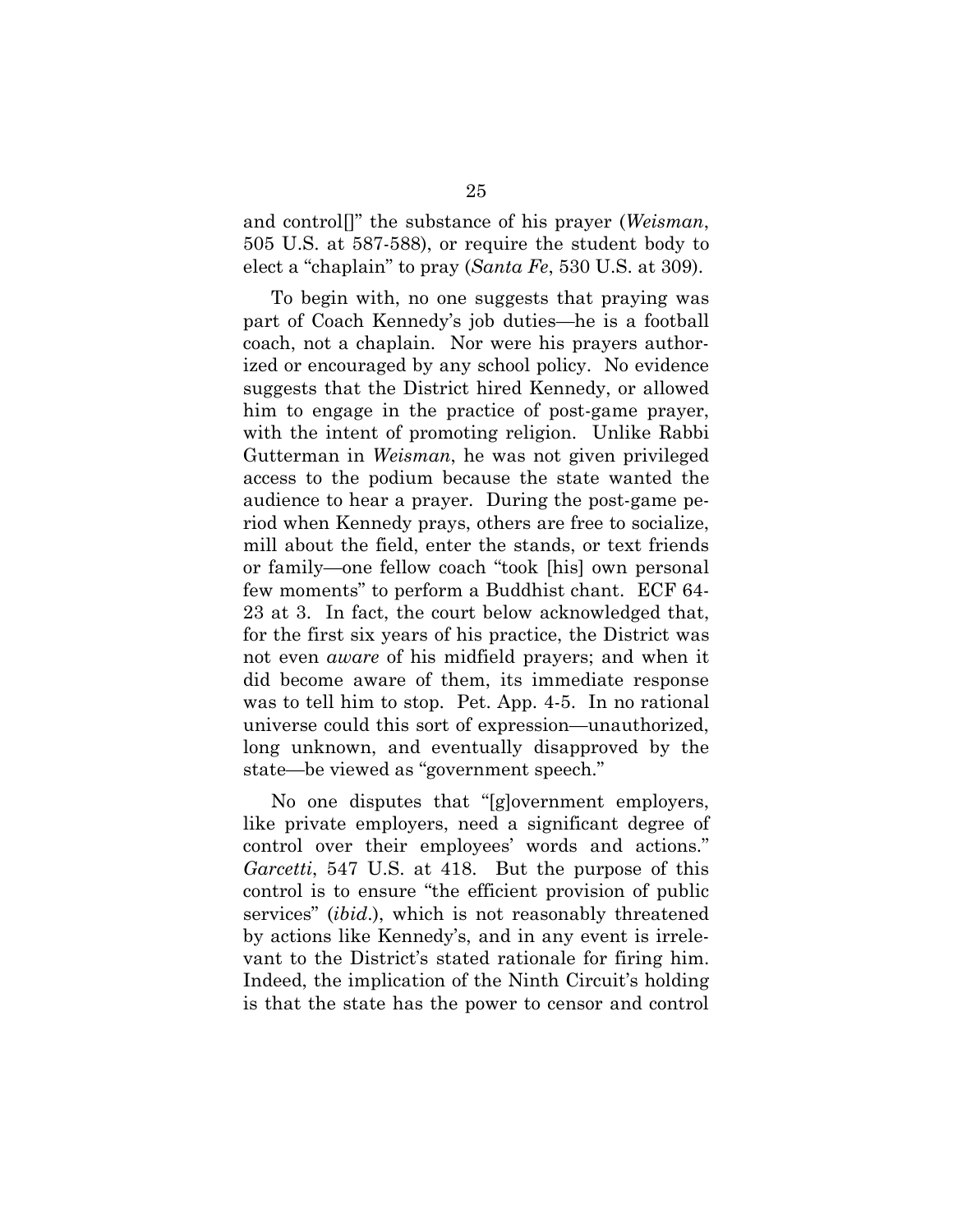and control[]" the substance of his prayer (*Weisman*, 505 U.S. at 587-588), or require the student body to elect a "chaplain" to pray (*Santa Fe*, 530 U.S. at 309).

To begin with, no one suggests that praying was part of Coach Kennedy's job duties—he is a football coach, not a chaplain. Nor were his prayers authorized or encouraged by any school policy. No evidence suggests that the District hired Kennedy, or allowed him to engage in the practice of post-game prayer, with the intent of promoting religion. Unlike Rabbi Gutterman in *Weisman*, he was not given privileged access to the podium because the state wanted the audience to hear a prayer. During the post-game period when Kennedy prays, others are free to socialize, mill about the field, enter the stands, or text friends or family—one fellow coach "took [his] own personal few moments" to perform a Buddhist chant. ECF 64-23 at 3. In fact, the court below acknowledged that, for the first six years of his practice, the District was not even *aware* of his midfield prayers; and when it did become aware of them, its immediate response was to tell him to stop. Pet. App. 4-5. In no rational universe could this sort of expression—unauthorized, long unknown, and eventually disapproved by the state—be viewed as "government speech."

No one disputes that "[g]overnment employers, like private employers, need a significant degree of control over their employees' words and actions." *Garcetti*, 547 U.S. at 418. But the purpose of this control is to ensure "the efficient provision of public services" (*ibid*.), which is not reasonably threatened by actions like Kennedy's, and in any event is irrelevant to the District's stated rationale for firing him. Indeed, the implication of the Ninth Circuit's holding is that the state has the power to censor and control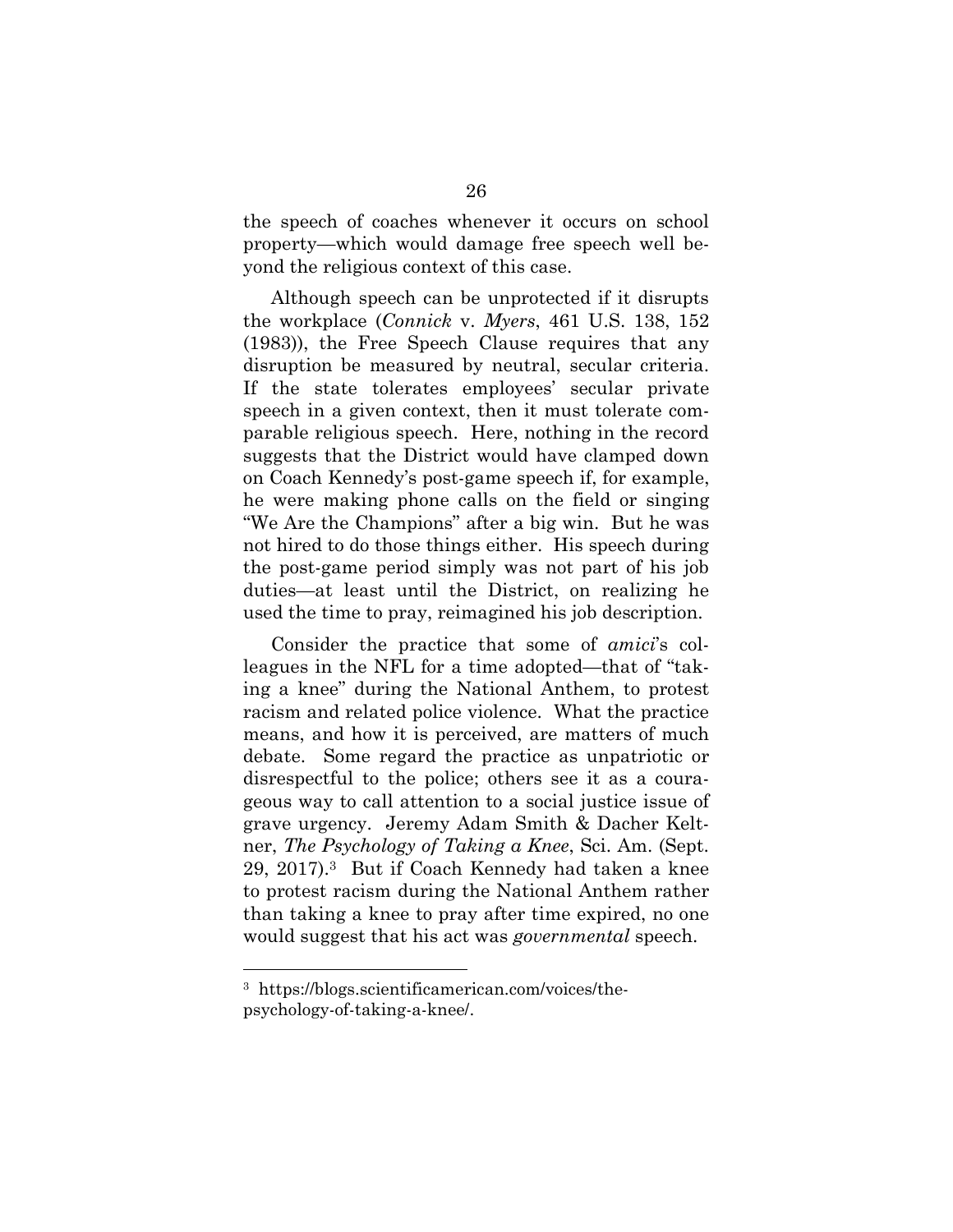the speech of coaches whenever it occurs on school property—which would damage free speech well beyond the religious context of this case.

Although speech can be unprotected if it disrupts the workplace (*Connick* v. *Myers*, 461 U.S. 138, 152 (1983)), the Free Speech Clause requires that any disruption be measured by neutral, secular criteria. If the state tolerates employees' secular private speech in a given context, then it must tolerate comparable religious speech. Here, nothing in the record suggests that the District would have clamped down on Coach Kennedy's post-game speech if, for example, he were making phone calls on the field or singing "We Are the Champions" after a big win. But he was not hired to do those things either. His speech during the post-game period simply was not part of his job duties—at least until the District, on realizing he used the time to pray, reimagined his job description.

Consider the practice that some of *amici*'s colleagues in the NFL for a time adopted—that of "taking a knee" during the National Anthem, to protest racism and related police violence. What the practice means, and how it is perceived, are matters of much debate. Some regard the practice as unpatriotic or disrespectful to the police; others see it as a courageous way to call attention to a social justice issue of grave urgency. Jeremy Adam Smith & Dacher Keltner, *The Psychology of Taking a Knee*, Sci. Am. (Sept. 29, 2017).[3] But if Coach Kennedy had taken a knee to protest racism during the National Anthem rather than taking a knee to pray after time expired, no one would suggest that his act was *governmental* speech.

---

[3] https://blogs.scientificamerican.com/voices/the-psychology-of-taking-a-knee/.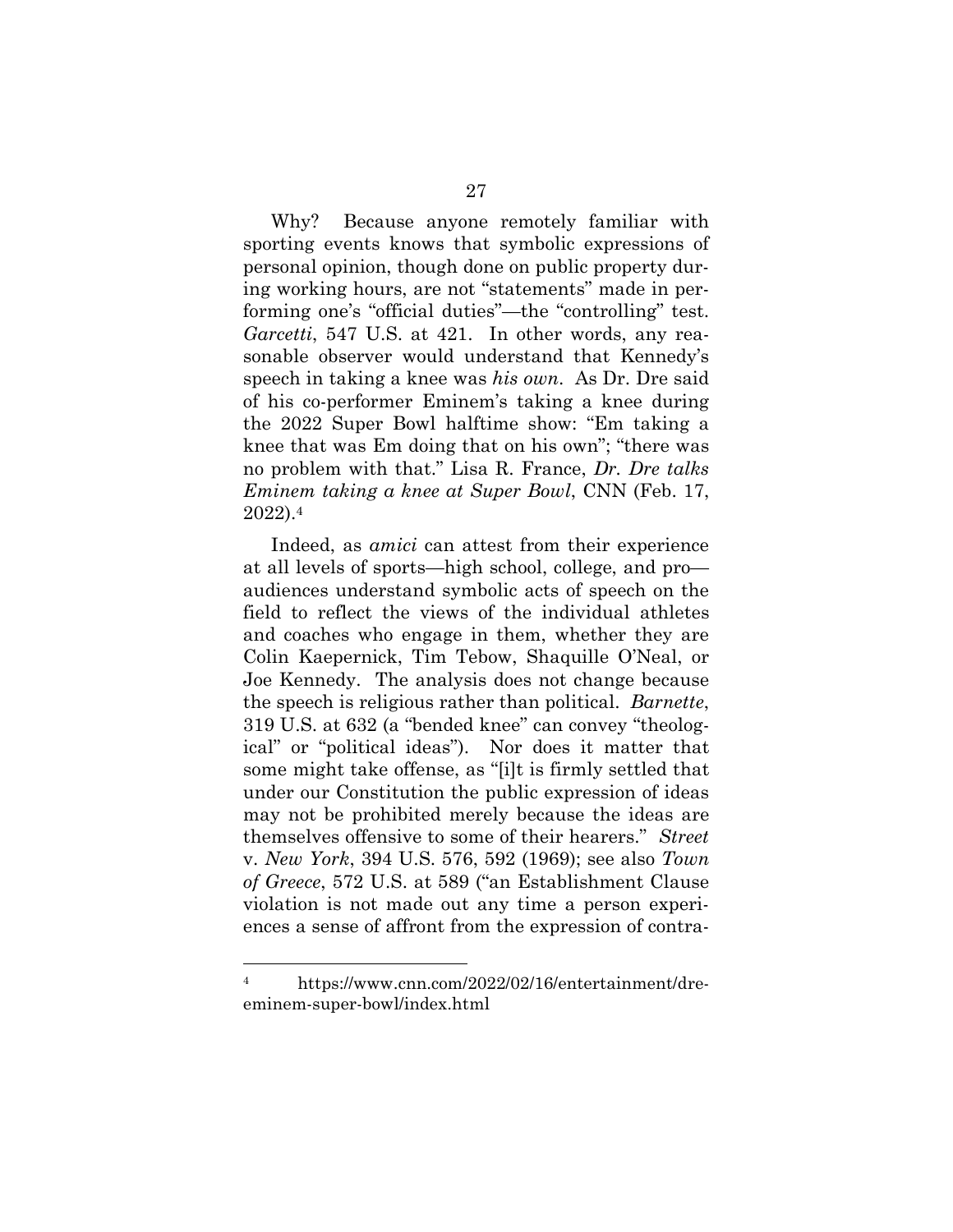Why? Because anyone remotely familiar with sporting events knows that symbolic expressions of personal opinion, though done on public property during working hours, are not "statements" made in performing one's "official duties"—the "controlling" test. *Garcetti*, 547 U.S. at 421. In other words, any reasonable observer would understand that Kennedy's speech in taking a knee was *his own*. As Dr. Dre said of his co-performer Eminem's taking a knee during the 2022 Super Bowl halftime show: "Em taking a knee that was Em doing that on his own"; "there was no problem with that." Lisa R. France, *Dr. Dre talks Eminem taking a knee at Super Bowl*, CNN (Feb. 17, 2022).[4]

Indeed, as *amici* can attest from their experience at all levels of sports—high school, college, and pro—audiences understand symbolic acts of speech on the field to reflect the views of the individual athletes and coaches who engage in them, whether they are Colin Kaepernick, Tim Tebow, Shaquille O'Neal, or Joe Kennedy. The analysis does not change because the speech is religious rather than political. *Barnette*, 319 U.S. at 632 (a "bended knee" can convey "theological" or "political ideas"). Nor does it matter that some might take offense, as "[i]t is firmly settled that under our Constitution the public expression of ideas may not be prohibited merely because the ideas are themselves offensive to some of their hearers." *Street* v. *New York*, 394 U.S. 576, 592 (1969); see also *Town of Greece*, 572 U.S. at 589 ("an Establishment Clause violation is not made out any time a person experiences a sense of affront from the expression of contra-

---

[4] https://www.cnn.com/2022/02/16/entertainment/dre-eminem-super-bowl/index.html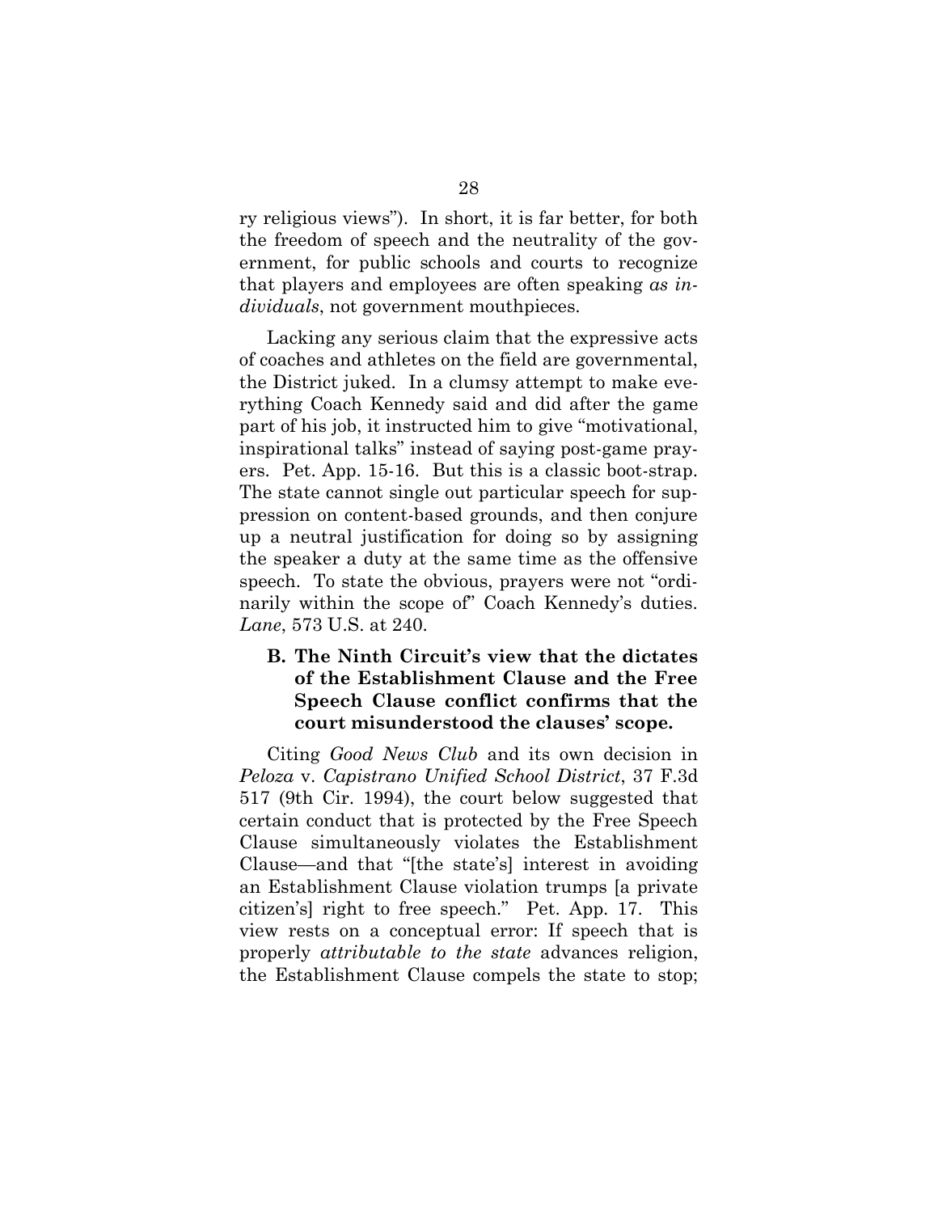ry religious views"). In short, it is far better, for both the freedom of speech and the neutrality of the government, for public schools and courts to recognize that players and employees are often speaking *as individuals*, not government mouthpieces.

Lacking any serious claim that the expressive acts of coaches and athletes on the field are governmental, the District juked. In a clumsy attempt to make everything Coach Kennedy said and did after the game part of his job, it instructed him to give "motivational, inspirational talks" instead of saying post-game prayers. Pet. App. 15-16. But this is a classic boot-strap. The state cannot single out particular speech for suppression on content-based grounds, and then conjure up a neutral justification for doing so by assigning the speaker a duty at the same time as the offensive speech. To state the obvious, prayers were not "ordinarily within the scope of" Coach Kennedy's duties. *Lane*, 573 U.S. at 240.

### B. The Ninth Circuit's view that the dictates of the Establishment Clause and the Free Speech Clause conflict confirms that the court misunderstood the clauses' scope.

Citing *Good News Club* and its own decision in *Peloza* v. *Capistrano Unified School District*, 37 F.3d 517 (9th Cir. 1994), the court below suggested that certain conduct that is protected by the Free Speech Clause simultaneously violates the Establishment Clause—and that "[the state's] interest in avoiding an Establishment Clause violation trumps [a private citizen's] right to free speech." Pet. App. 17. This view rests on a conceptual error: If speech that is properly *attributable to the state* advances religion, the Establishment Clause compels the state to stop;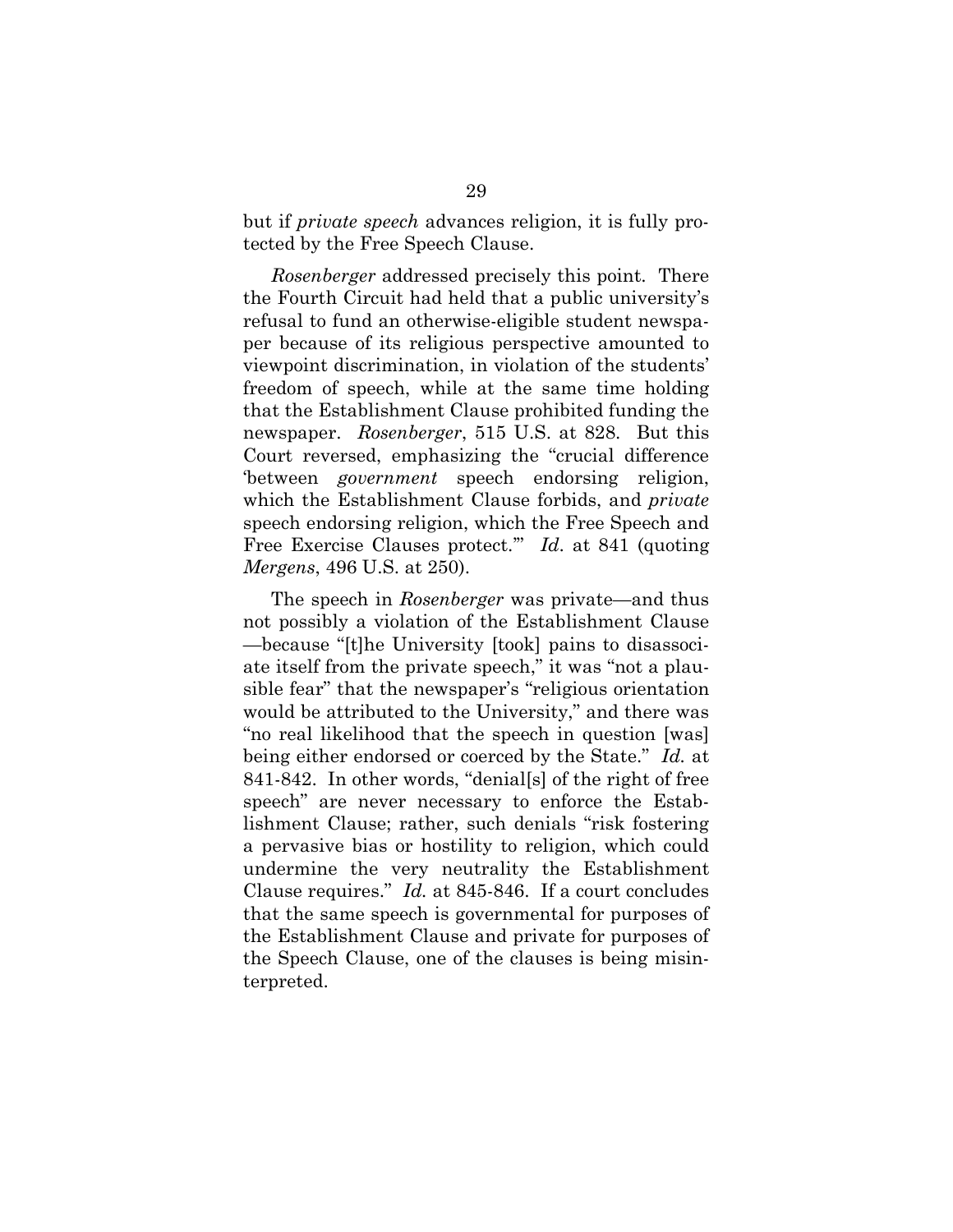but if *private speech* advances religion, it is fully protected by the Free Speech Clause.

*Rosenberger* addressed precisely this point. There the Fourth Circuit had held that a public university's refusal to fund an otherwise-eligible student newspaper because of its religious perspective amounted to viewpoint discrimination, in violation of the students' freedom of speech, while at the same time holding that the Establishment Clause prohibited funding the newspaper. *Rosenberger*, 515 U.S. at 828. But this Court reversed, emphasizing the "crucial difference 'between *government* speech endorsing religion, which the Establishment Clause forbids, and *private* speech endorsing religion, which the Free Speech and Free Exercise Clauses protect.'" *Id*. at 841 (quoting *Mergens*, 496 U.S. at 250).

The speech in *Rosenberger* was private—and thus not possibly a violation of the Establishment Clause—because "[t]he University [took] pains to disassociate itself from the private speech," it was "not a plausible fear" that the newspaper's "religious orientation would be attributed to the University," and there was "no real likelihood that the speech in question [was] being either endorsed or coerced by the State." *Id.* at 841-842. In other words, "denial[s] of the right of free speech" are never necessary to enforce the Establishment Clause; rather, such denials "risk fostering a pervasive bias or hostility to religion, which could undermine the very neutrality the Establishment Clause requires." *Id.* at 845-846. If a court concludes that the same speech is governmental for purposes of the Establishment Clause and private for purposes of the Speech Clause, one of the clauses is being misinterpreted.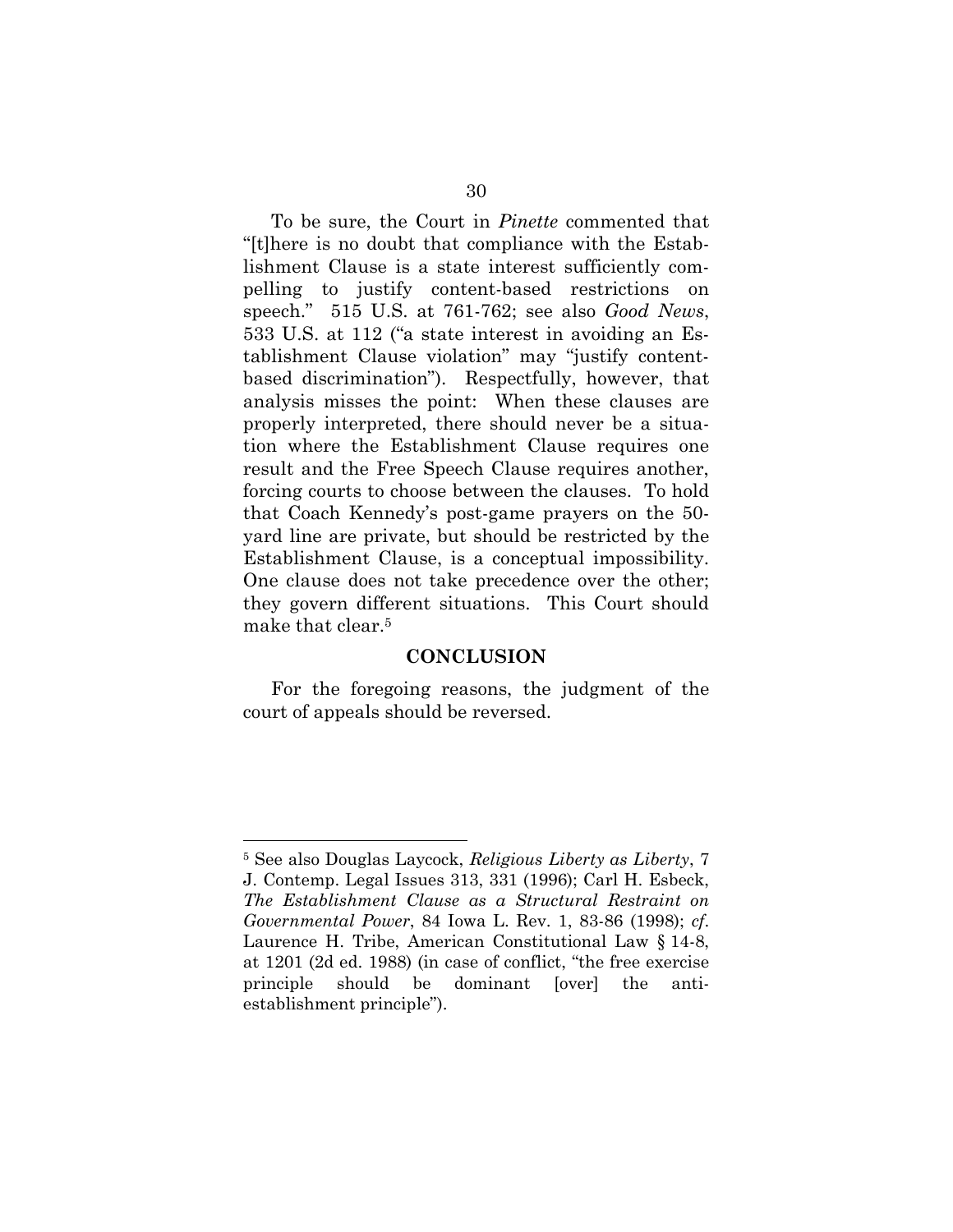To be sure, the Court in *Pinette* commented that "[t]here is no doubt that compliance with the Establishment Clause is a state interest sufficiently compelling to justify content-based restrictions on speech." 515 U.S. at 761-762; see also *Good News*, 533 U.S. at 112 ("a state interest in avoiding an Establishment Clause violation" may "justify content-based discrimination"). Respectfully, however, that analysis misses the point: When these clauses are properly interpreted, there should never be a situation where the Establishment Clause requires one result and the Free Speech Clause requires another, forcing courts to choose between the clauses. To hold that Coach Kennedy's post-game prayers on the 50-yard line are private, but should be restricted by the Establishment Clause, is a conceptual impossibility. One clause does not take precedence over the other; they govern different situations. This Court should make that clear.[5]

## CONCLUSION

For the foregoing reasons, the judgment of the court of appeals should be reversed.

---

[5] See also Douglas Laycock, *Religious Liberty as Liberty*, 7 J. Contemp. Legal Issues 313, 331 (1996); Carl H. Esbeck, *The Establishment Clause as a Structural Restraint on Governmental Power*, 84 Iowa L. Rev. 1, 83-86 (1998); *cf*. Laurence H. Tribe, American Constitutional Law § 14-8, at 1201 (2d ed. 1988) (in case of conflict, "the free exercise principle should be dominant [over] the anti-establishment principle").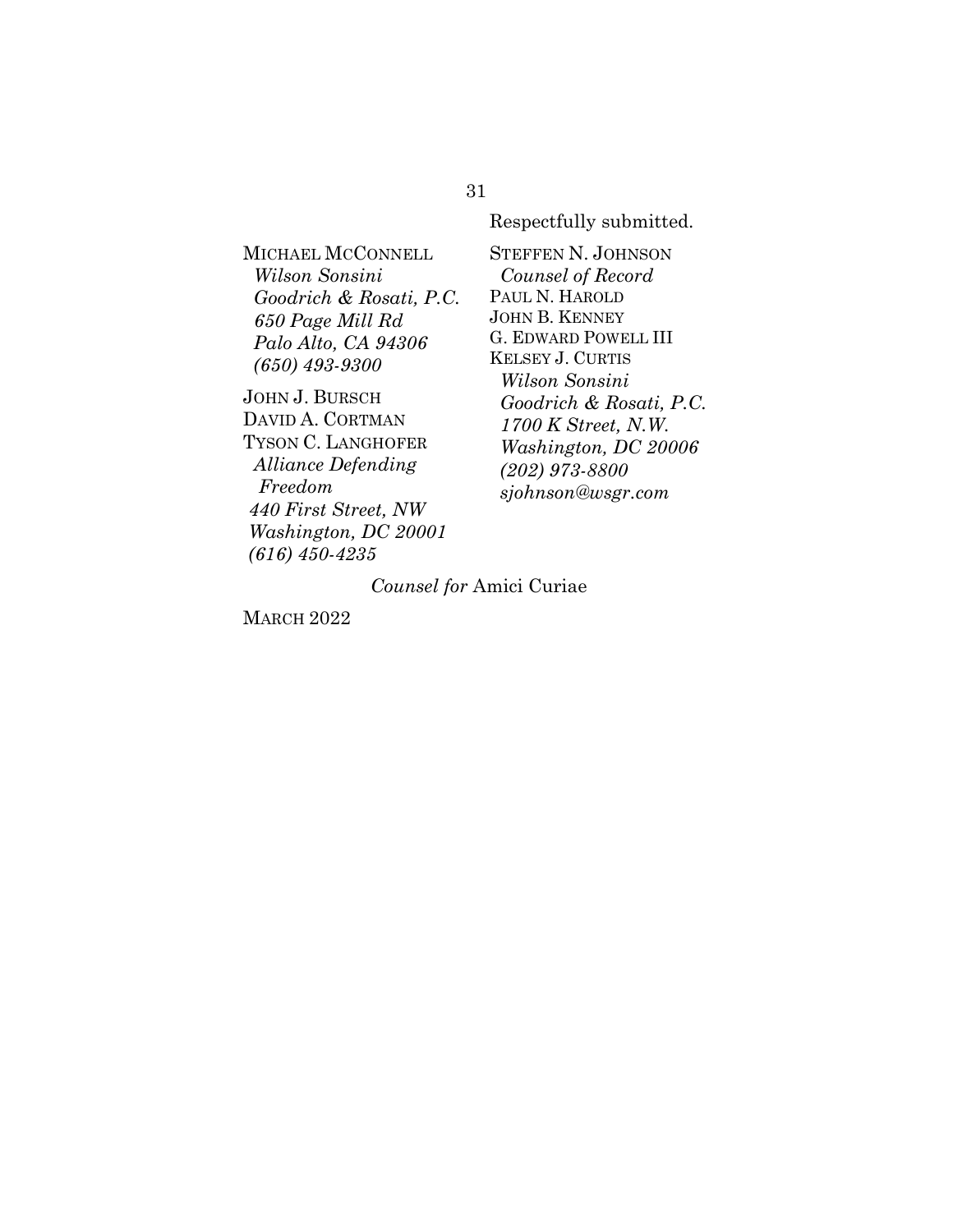Respectfully submitted.

STEFFEN N. JOHNSON
*Counsel of Record*
PAUL N. HAROLD
JOHN B. KENNEY
G. EDWARD POWELL III
KELSEY J. CURTIS
*Wilson Sonsini Goodrich & Rosati, P.C.*
*1700 K Street, N.W.*
*Washington, DC 20006*
*(202) 973-8800*
*sjohnson@wsgr.com*

MICHAEL MCCONNELL
*Wilson Sonsini Goodrich & Rosati, P.C.*
*650 Page Mill Rd*
*Palo Alto, CA 94306*
*(650) 493-9300*

JOHN J. BURSCH
DAVID A. CORTMAN
TYSON C. LANGHOFER
*Alliance Defending Freedom*
*440 First Street, NW*
*Washington, DC 20001*
*(616) 450-4235*

*Counsel for* Amici Curiae

MARCH 2022